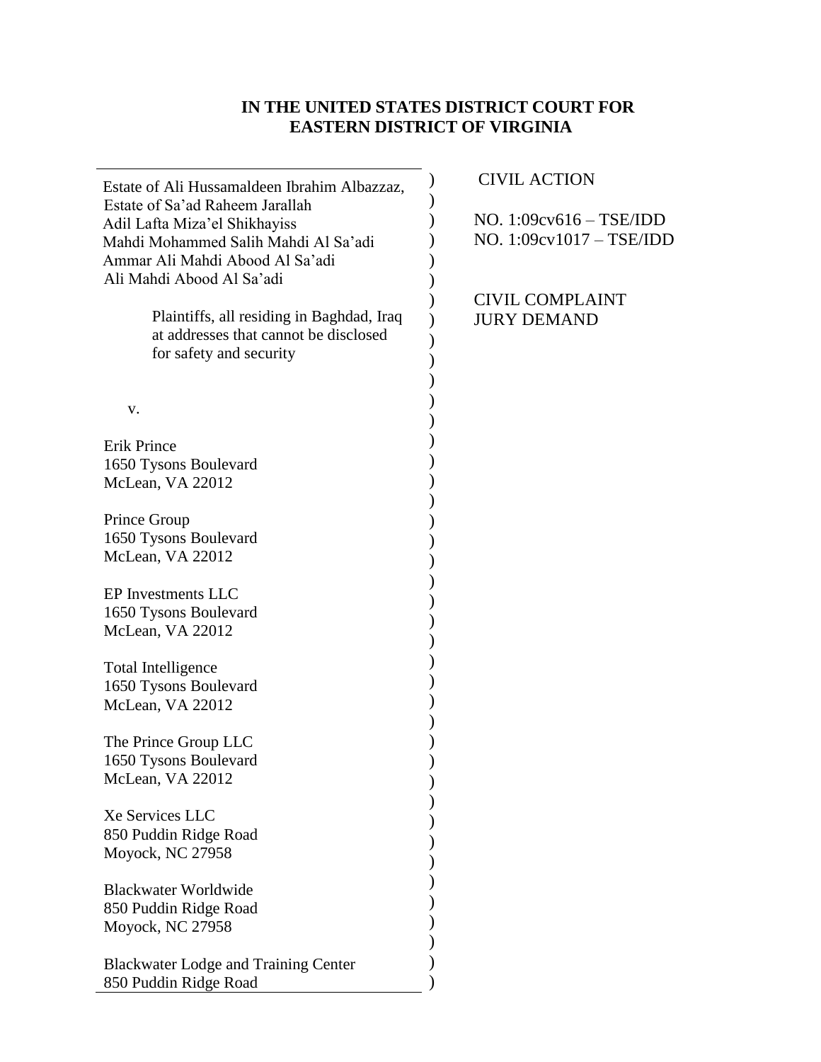**IN THE UNITED STATES DISTRICT COURT FOR**
**EASTERN DISTRICT OF VIRGINIA**

Estate of Ali Hussamaldeen Ibrahim Albazzaz,
Estate of Sa'ad Raheem Jarallah
Adil Lafta Miza'el Shikhayiss
Mahdi Mohammed Salih Mahdi Al Sa'adi
Ammar Ali Mahdi Abood Al Sa'adi
Ali Mahdi Abood Al Sa'adi

Plaintiffs, all residing in Baghdad, Iraq at addresses that cannot be disclosed for safety and security

v.

Erik Prince
1650 Tysons Boulevard
McLean, VA 22012

Prince Group
1650 Tysons Boulevard
McLean, VA 22012

EP Investments LLC
1650 Tysons Boulevard
McLean, VA 22012

Total Intelligence
1650 Tysons Boulevard
McLean, VA 22012

The Prince Group LLC
1650 Tysons Boulevard
McLean, VA 22012

Xe Services LLC
850 Puddin Ridge Road
Moyock, NC 27958

Blackwater Worldwide
850 Puddin Ridge Road
Moyock, NC 27958

Blackwater Lodge and Training Center
850 Puddin Ridge Road

CIVIL ACTION

NO. 1:09cv616 – TSE/IDD
NO. 1:09cv1017 – TSE/IDD

CIVIL COMPLAINT
JURY DEMAND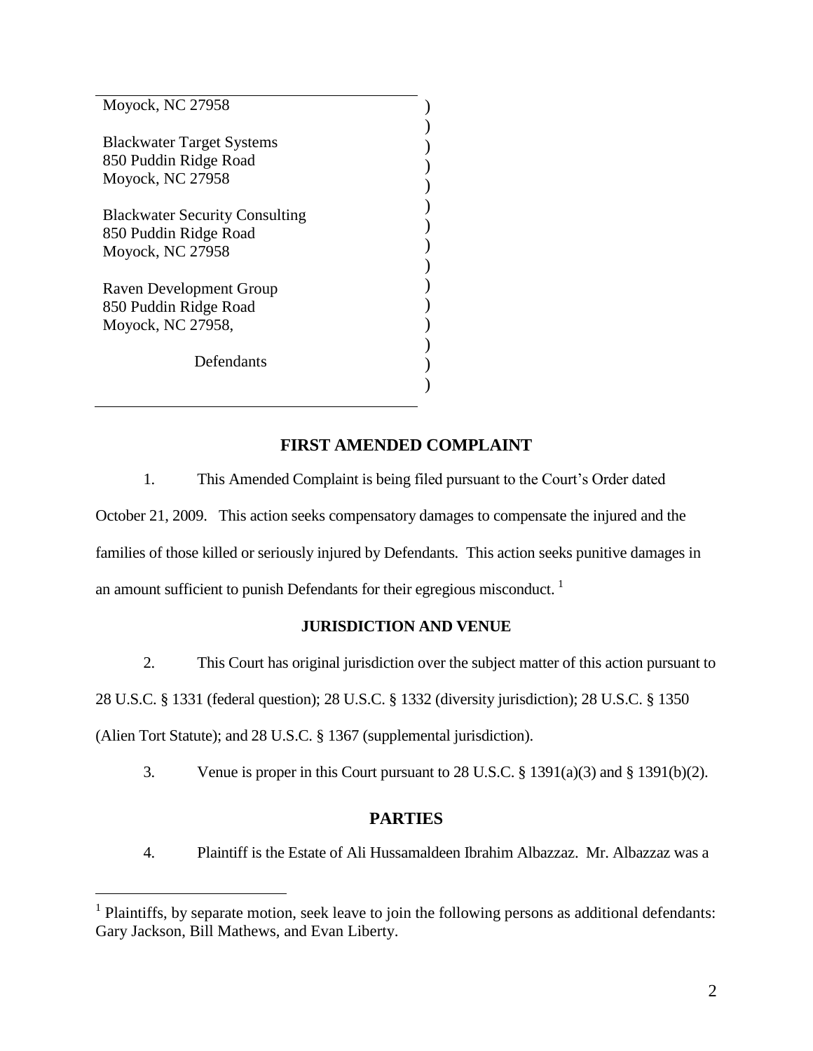Moyock, NC 27958

Blackwater Target Systems
850 Puddin Ridge Road
Moyock, NC 27958

Blackwater Security Consulting
850 Puddin Ridge Road
Moyock, NC 27958

Raven Development Group
850 Puddin Ridge Road
Moyock, NC 27958,

Defendants

## FIRST AMENDED COMPLAINT

1. This Amended Complaint is being filed pursuant to the Court's Order dated October 21, 2009. This action seeks compensatory damages to compensate the injured and the families of those killed or seriously injured by Defendants. This action seeks punitive damages in an amount sufficient to punish Defendants for their egregious misconduct. [1]

### JURISDICTION AND VENUE

2. This Court has original jurisdiction over the subject matter of this action pursuant to 28 U.S.C. § 1331 (federal question); 28 U.S.C. § 1332 (diversity jurisdiction); 28 U.S.C. § 1350 (Alien Tort Statute); and 28 U.S.C. § 1367 (supplemental jurisdiction).

3. Venue is proper in this Court pursuant to 28 U.S.C. § 1391(a)(3) and § 1391(b)(2).

### PARTIES

4. Plaintiff is the Estate of Ali Hussamaldeen Ibrahim Albazzaz. Mr. Albazzaz was a

[1] Plaintiffs, by separate motion, seek leave to join the following persons as additional defendants: Gary Jackson, Bill Mathews, and Evan Liberty.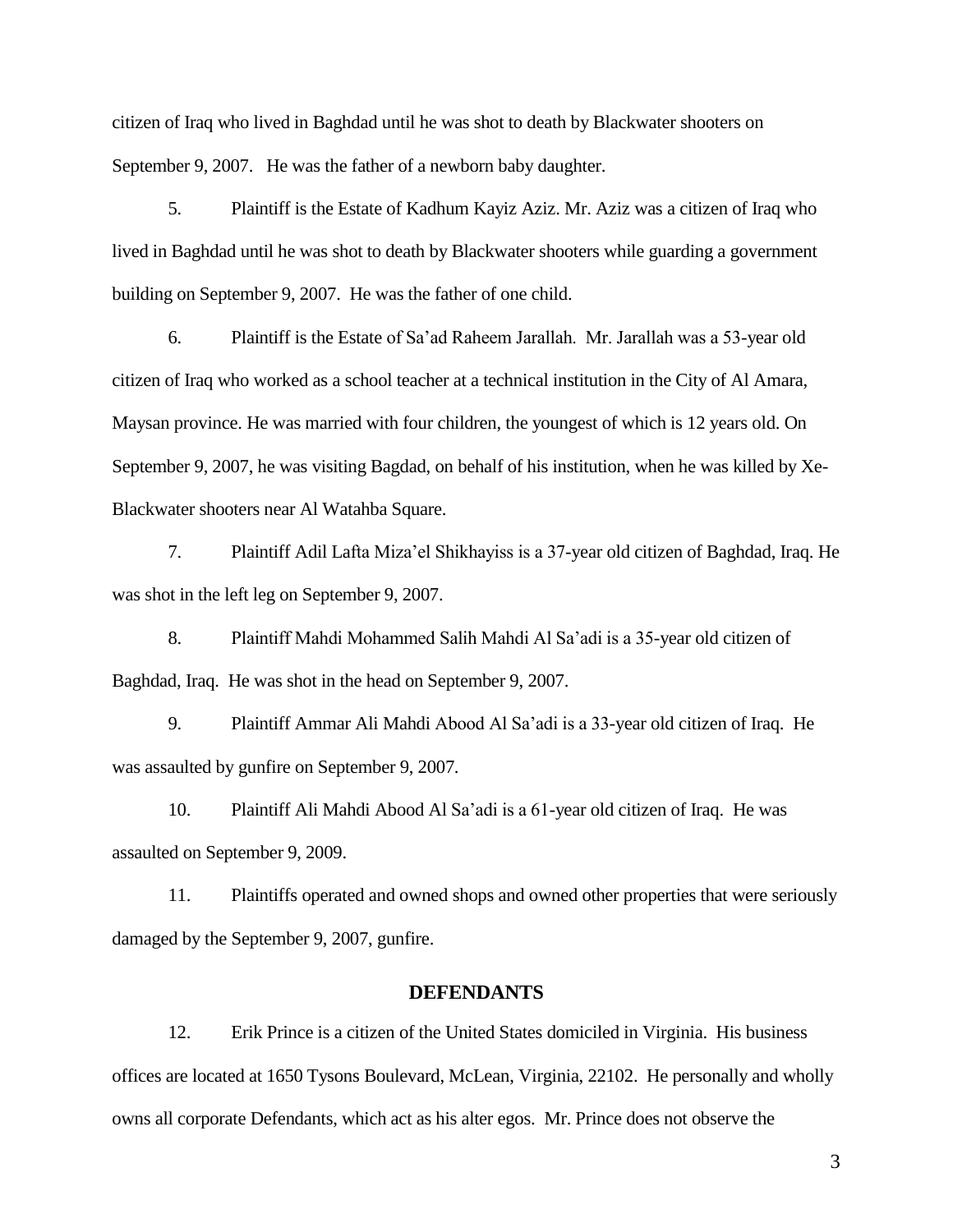citizen of Iraq who lived in Baghdad until he was shot to death by Blackwater shooters on September 9, 2007. He was the father of a newborn baby daughter.

5. Plaintiff is the Estate of Kadhum Kayiz Aziz. Mr. Aziz was a citizen of Iraq who lived in Baghdad until he was shot to death by Blackwater shooters while guarding a government building on September 9, 2007. He was the father of one child.

6. Plaintiff is the Estate of Sa'ad Raheem Jarallah. Mr. Jarallah was a 53-year old citizen of Iraq who worked as a school teacher at a technical institution in the City of Al Amara, Maysan province. He was married with four children, the youngest of which is 12 years old. On September 9, 2007, he was visiting Bagdad, on behalf of his institution, when he was killed by Xe-Blackwater shooters near Al Watahba Square.

7. Plaintiff Adil Lafta Miza'el Shikhayiss is a 37-year old citizen of Baghdad, Iraq. He was shot in the left leg on September 9, 2007.

8. Plaintiff Mahdi Mohammed Salih Mahdi Al Sa'adi is a 35-year old citizen of Baghdad, Iraq. He was shot in the head on September 9, 2007.

9. Plaintiff Ammar Ali Mahdi Abood Al Sa'adi is a 33-year old citizen of Iraq. He was assaulted by gunfire on September 9, 2007.

10. Plaintiff Ali Mahdi Abood Al Sa'adi is a 61-year old citizen of Iraq. He was assaulted on September 9, 2009.

11. Plaintiffs operated and owned shops and owned other properties that were seriously damaged by the September 9, 2007, gunfire.

## DEFENDANTS

12. Erik Prince is a citizen of the United States domiciled in Virginia. His business offices are located at 1650 Tysons Boulevard, McLean, Virginia, 22102. He personally and wholly owns all corporate Defendants, which act as his alter egos. Mr. Prince does not observe the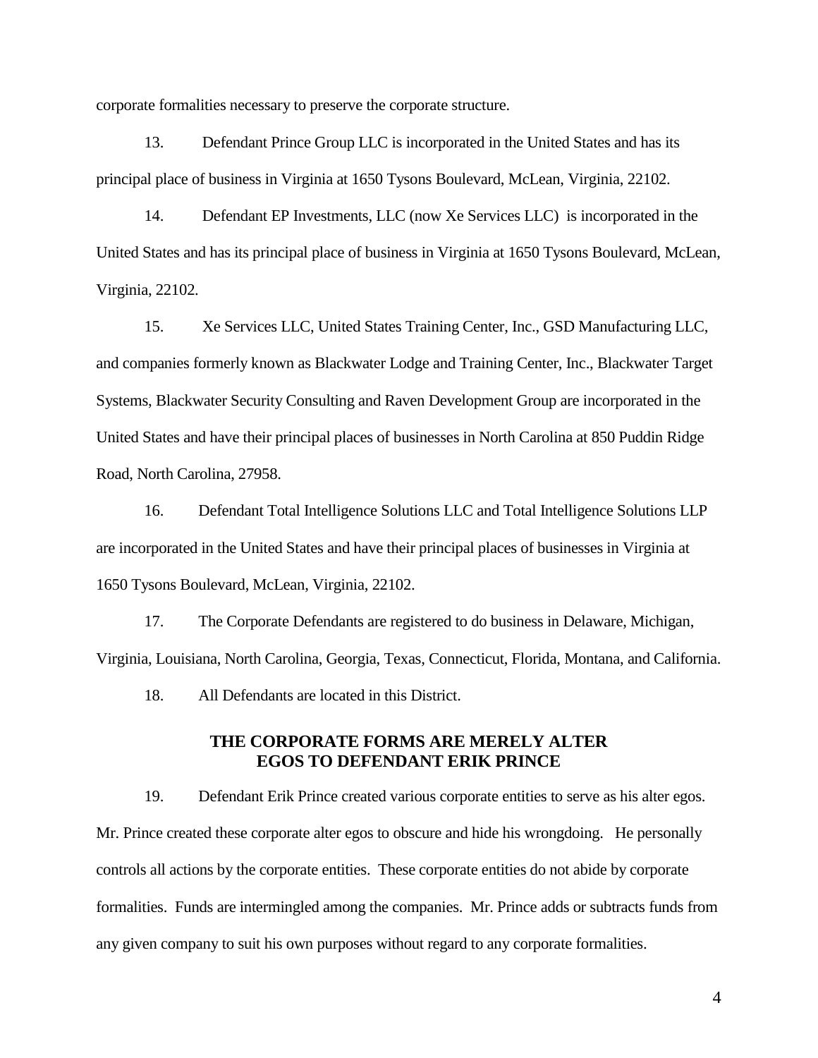corporate formalities necessary to preserve the corporate structure.

13. Defendant Prince Group LLC is incorporated in the United States and has its principal place of business in Virginia at 1650 Tysons Boulevard, McLean, Virginia, 22102.

14. Defendant EP Investments, LLC (now Xe Services LLC) is incorporated in the United States and has its principal place of business in Virginia at 1650 Tysons Boulevard, McLean, Virginia, 22102.

15. Xe Services LLC, United States Training Center, Inc., GSD Manufacturing LLC, and companies formerly known as Blackwater Lodge and Training Center, Inc., Blackwater Target Systems, Blackwater Security Consulting and Raven Development Group are incorporated in the United States and have their principal places of businesses in North Carolina at 850 Puddin Ridge Road, North Carolina, 27958.

16. Defendant Total Intelligence Solutions LLC and Total Intelligence Solutions LLP are incorporated in the United States and have their principal places of businesses in Virginia at 1650 Tysons Boulevard, McLean, Virginia, 22102.

17. The Corporate Defendants are registered to do business in Delaware, Michigan, Virginia, Louisiana, North Carolina, Georgia, Texas, Connecticut, Florida, Montana, and California.

18. All Defendants are located in this District.

## THE CORPORATE FORMS ARE MERELY ALTER EGOS TO DEFENDANT ERIK PRINCE

19. Defendant Erik Prince created various corporate entities to serve as his alter egos. Mr. Prince created these corporate alter egos to obscure and hide his wrongdoing. He personally controls all actions by the corporate entities. These corporate entities do not abide by corporate formalities. Funds are intermingled among the companies. Mr. Prince adds or subtracts funds from any given company to suit his own purposes without regard to any corporate formalities.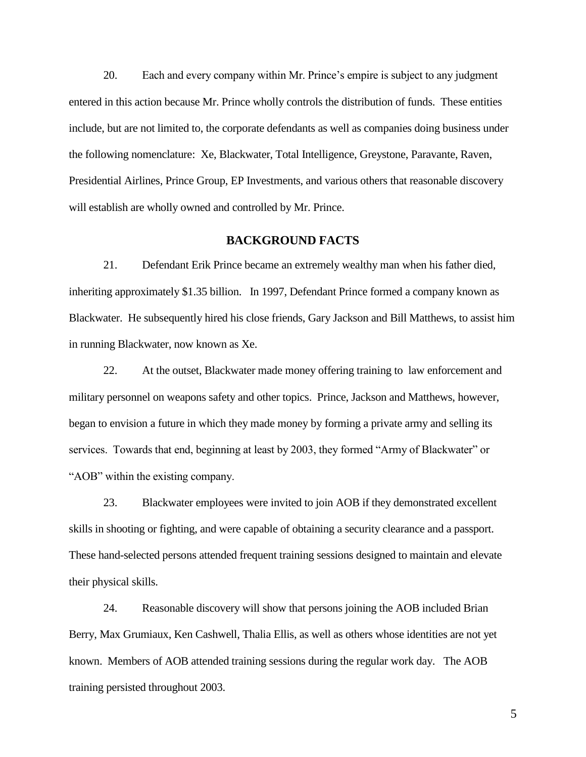20. Each and every company within Mr. Prince's empire is subject to any judgment entered in this action because Mr. Prince wholly controls the distribution of funds. These entities include, but are not limited to, the corporate defendants as well as companies doing business under the following nomenclature: Xe, Blackwater, Total Intelligence, Greystone, Paravante, Raven, Presidential Airlines, Prince Group, EP Investments, and various others that reasonable discovery will establish are wholly owned and controlled by Mr. Prince.

## BACKGROUND FACTS

21. Defendant Erik Prince became an extremely wealthy man when his father died, inheriting approximately $1.35 billion. In 1997, Defendant Prince formed a company known as Blackwater. He subsequently hired his close friends, Gary Jackson and Bill Matthews, to assist him in running Blackwater, now known as Xe.

22. At the outset, Blackwater made money offering training to law enforcement and military personnel on weapons safety and other topics. Prince, Jackson and Matthews, however, began to envision a future in which they made money by forming a private army and selling its services. Towards that end, beginning at least by 2003, they formed "Army of Blackwater" or "AOB" within the existing company.

23. Blackwater employees were invited to join AOB if they demonstrated excellent skills in shooting or fighting, and were capable of obtaining a security clearance and a passport. These hand-selected persons attended frequent training sessions designed to maintain and elevate their physical skills.

24. Reasonable discovery will show that persons joining the AOB included Brian Berry, Max Grumiaux, Ken Cashwell, Thalia Ellis, as well as others whose identities are not yet known. Members of AOB attended training sessions during the regular work day. The AOB training persisted throughout 2003.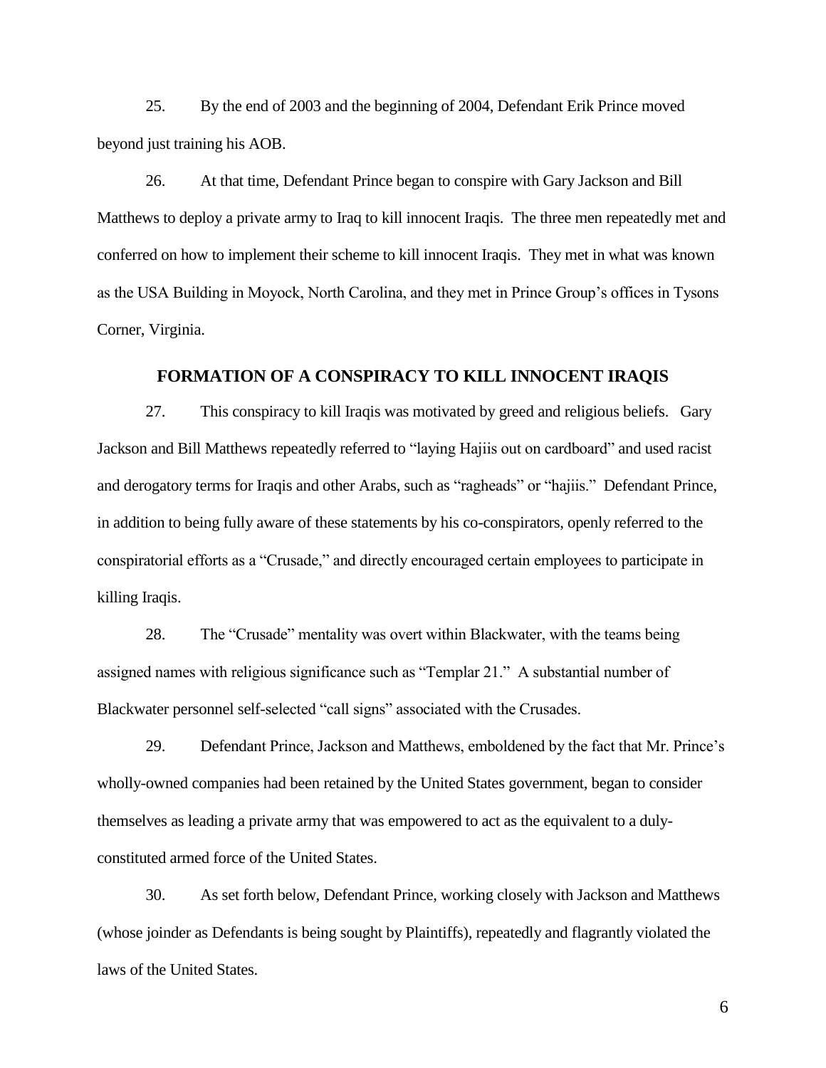25. By the end of 2003 and the beginning of 2004, Defendant Erik Prince moved beyond just training his AOB.

26. At that time, Defendant Prince began to conspire with Gary Jackson and Bill Matthews to deploy a private army to Iraq to kill innocent Iraqis. The three men repeatedly met and conferred on how to implement their scheme to kill innocent Iraqis. They met in what was known as the USA Building in Moyock, North Carolina, and they met in Prince Group's offices in Tysons Corner, Virginia.

## FORMATION OF A CONSPIRACY TO KILL INNOCENT IRAQIS

27. This conspiracy to kill Iraqis was motivated by greed and religious beliefs. Gary Jackson and Bill Matthews repeatedly referred to "laying Hajiis out on cardboard" and used racist and derogatory terms for Iraqis and other Arabs, such as "ragheads" or "hajiis." Defendant Prince, in addition to being fully aware of these statements by his co-conspirators, openly referred to the conspiratorial efforts as a "Crusade," and directly encouraged certain employees to participate in killing Iraqis.

28. The "Crusade" mentality was overt within Blackwater, with the teams being assigned names with religious significance such as "Templar 21." A substantial number of Blackwater personnel self-selected "call signs" associated with the Crusades.

29. Defendant Prince, Jackson and Matthews, emboldened by the fact that Mr. Prince's wholly-owned companies had been retained by the United States government, began to consider themselves as leading a private army that was empowered to act as the equivalent to a duly-constituted armed force of the United States.

30. As set forth below, Defendant Prince, working closely with Jackson and Matthews (whose joinder as Defendants is being sought by Plaintiffs), repeatedly and flagrantly violated the laws of the United States.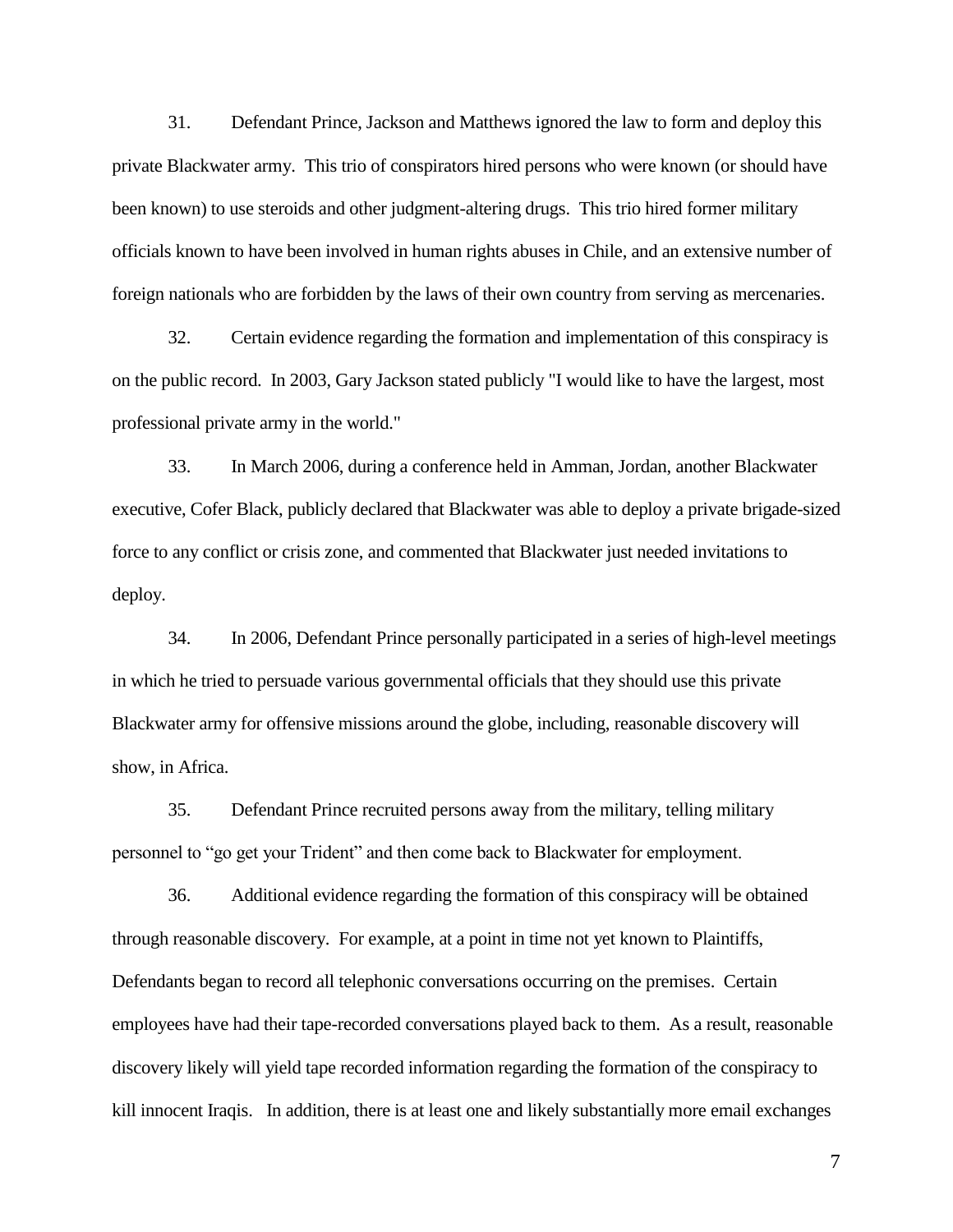31. Defendant Prince, Jackson and Matthews ignored the law to form and deploy this private Blackwater army. This trio of conspirators hired persons who were known (or should have been known) to use steroids and other judgment-altering drugs. This trio hired former military officials known to have been involved in human rights abuses in Chile, and an extensive number of foreign nationals who are forbidden by the laws of their own country from serving as mercenaries.

32. Certain evidence regarding the formation and implementation of this conspiracy is on the public record. In 2003, Gary Jackson stated publicly "I would like to have the largest, most professional private army in the world."

33. In March 2006, during a conference held in Amman, Jordan, another Blackwater executive, Cofer Black, publicly declared that Blackwater was able to deploy a private brigade-sized force to any conflict or crisis zone, and commented that Blackwater just needed invitations to deploy.

34. In 2006, Defendant Prince personally participated in a series of high-level meetings in which he tried to persuade various governmental officials that they should use this private Blackwater army for offensive missions around the globe, including, reasonable discovery will show, in Africa.

35. Defendant Prince recruited persons away from the military, telling military personnel to "go get your Trident" and then come back to Blackwater for employment.

36. Additional evidence regarding the formation of this conspiracy will be obtained through reasonable discovery. For example, at a point in time not yet known to Plaintiffs, Defendants began to record all telephonic conversations occurring on the premises. Certain employees have had their tape-recorded conversations played back to them. As a result, reasonable discovery likely will yield tape recorded information regarding the formation of the conspiracy to kill innocent Iraqis. In addition, there is at least one and likely substantially more email exchanges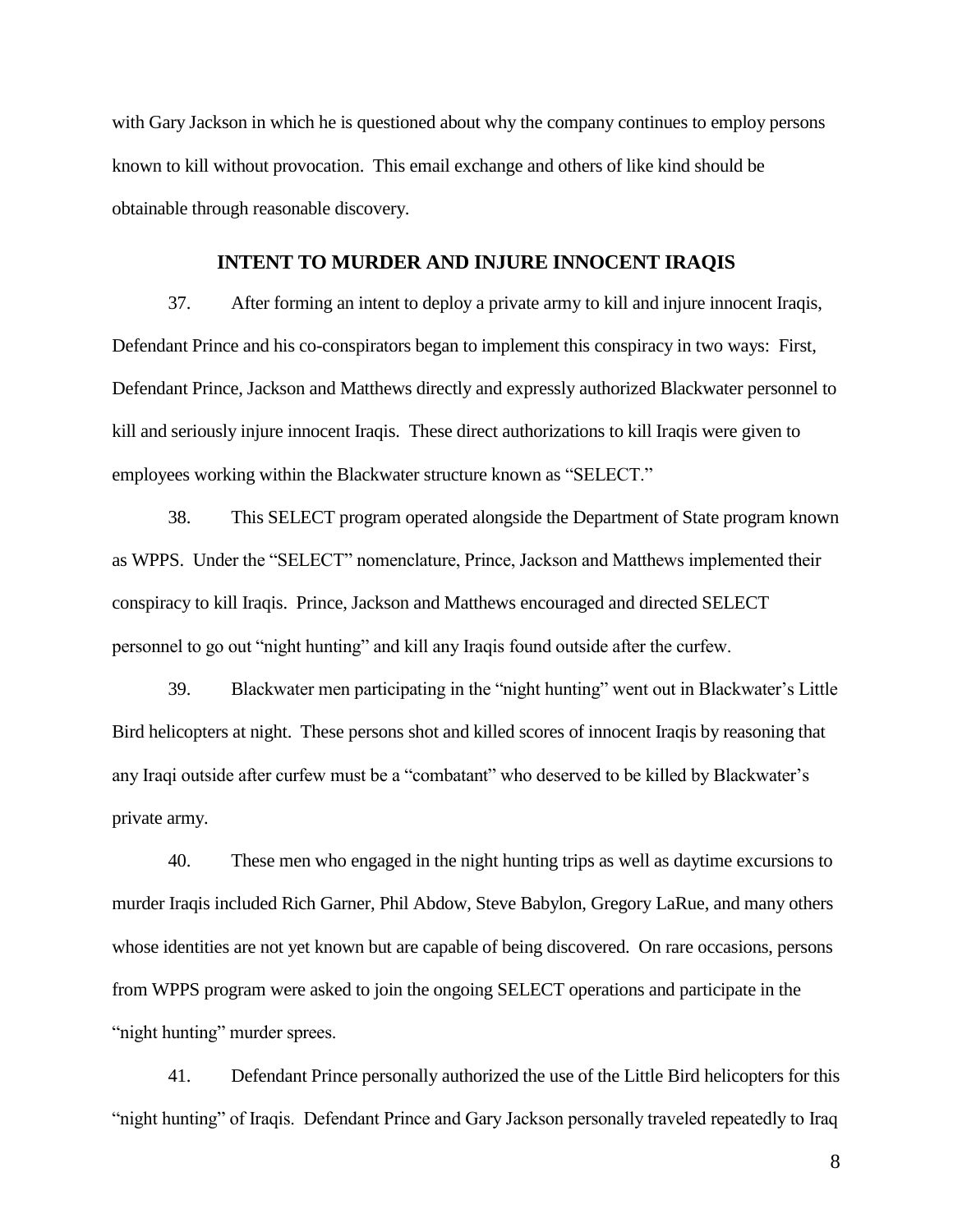with Gary Jackson in which he is questioned about why the company continues to employ persons known to kill without provocation. This email exchange and others of like kind should be obtainable through reasonable discovery.

## INTENT TO MURDER AND INJURE INNOCENT IRAQIS

37. After forming an intent to deploy a private army to kill and injure innocent Iraqis, Defendant Prince and his co-conspirators began to implement this conspiracy in two ways: First, Defendant Prince, Jackson and Matthews directly and expressly authorized Blackwater personnel to kill and seriously injure innocent Iraqis. These direct authorizations to kill Iraqis were given to employees working within the Blackwater structure known as "SELECT."

38. This SELECT program operated alongside the Department of State program known as WPPS. Under the "SELECT" nomenclature, Prince, Jackson and Matthews implemented their conspiracy to kill Iraqis. Prince, Jackson and Matthews encouraged and directed SELECT personnel to go out "night hunting" and kill any Iraqis found outside after the curfew.

39. Blackwater men participating in the "night hunting" went out in Blackwater's Little Bird helicopters at night. These persons shot and killed scores of innocent Iraqis by reasoning that any Iraqi outside after curfew must be a "combatant" who deserved to be killed by Blackwater's private army.

40. These men who engaged in the night hunting trips as well as daytime excursions to murder Iraqis included Rich Garner, Phil Abdow, Steve Babylon, Gregory LaRue, and many others whose identities are not yet known but are capable of being discovered. On rare occasions, persons from WPPS program were asked to join the ongoing SELECT operations and participate in the "night hunting" murder sprees.

41. Defendant Prince personally authorized the use of the Little Bird helicopters for this "night hunting" of Iraqis. Defendant Prince and Gary Jackson personally traveled repeatedly to Iraq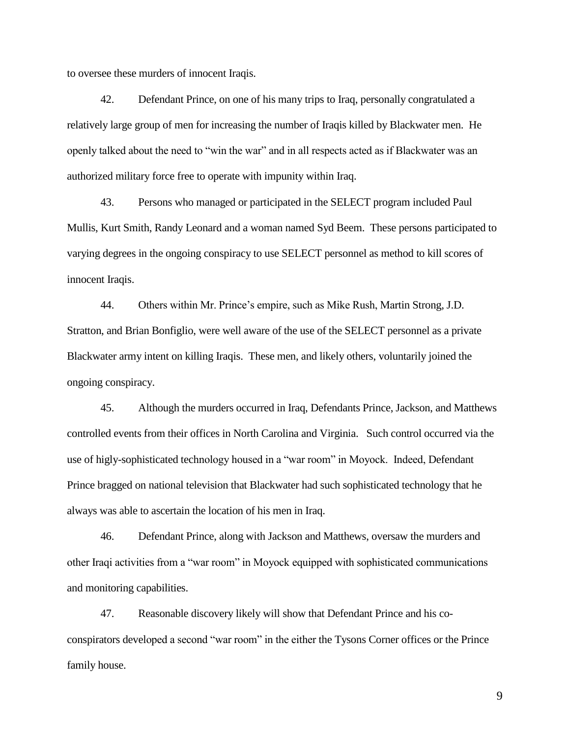to oversee these murders of innocent Iraqis.

42. Defendant Prince, on one of his many trips to Iraq, personally congratulated a relatively large group of men for increasing the number of Iraqis killed by Blackwater men. He openly talked about the need to "win the war" and in all respects acted as if Blackwater was an authorized military force free to operate with impunity within Iraq.

43. Persons who managed or participated in the SELECT program included Paul Mullis, Kurt Smith, Randy Leonard and a woman named Syd Beem. These persons participated to varying degrees in the ongoing conspiracy to use SELECT personnel as method to kill scores of innocent Iraqis.

44. Others within Mr. Prince's empire, such as Mike Rush, Martin Strong, J.D. Stratton, and Brian Bonfiglio, were well aware of the use of the SELECT personnel as a private Blackwater army intent on killing Iraqis. These men, and likely others, voluntarily joined the ongoing conspiracy.

45. Although the murders occurred in Iraq, Defendants Prince, Jackson, and Matthews controlled events from their offices in North Carolina and Virginia. Such control occurred via the use of higly-sophisticated technology housed in a "war room" in Moyock. Indeed, Defendant Prince bragged on national television that Blackwater had such sophisticated technology that he always was able to ascertain the location of his men in Iraq.

46. Defendant Prince, along with Jackson and Matthews, oversaw the murders and other Iraqi activities from a "war room" in Moyock equipped with sophisticated communications and monitoring capabilities.

47. Reasonable discovery likely will show that Defendant Prince and his co-conspirators developed a second "war room" in the either the Tysons Corner offices or the Prince family house.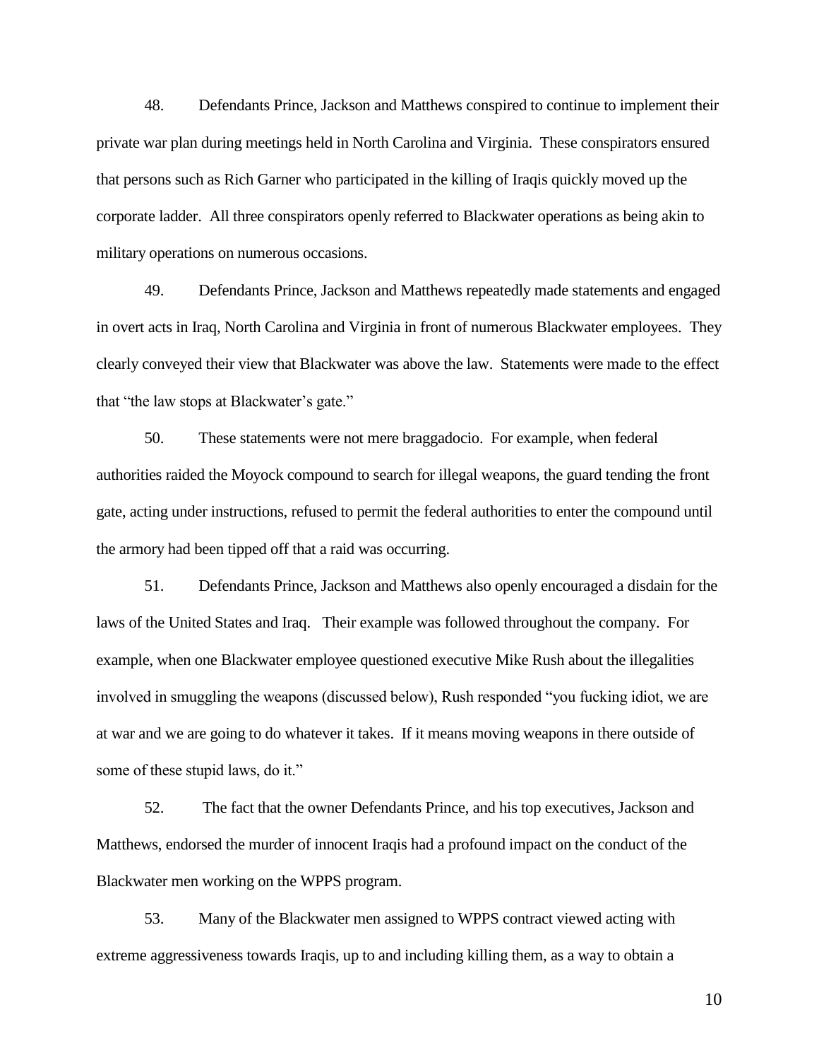48. Defendants Prince, Jackson and Matthews conspired to continue to implement their private war plan during meetings held in North Carolina and Virginia. These conspirators ensured that persons such as Rich Garner who participated in the killing of Iraqis quickly moved up the corporate ladder. All three conspirators openly referred to Blackwater operations as being akin to military operations on numerous occasions.

49. Defendants Prince, Jackson and Matthews repeatedly made statements and engaged in overt acts in Iraq, North Carolina and Virginia in front of numerous Blackwater employees. They clearly conveyed their view that Blackwater was above the law. Statements were made to the effect that "the law stops at Blackwater's gate."

50. These statements were not mere braggadocio. For example, when federal authorities raided the Moyock compound to search for illegal weapons, the guard tending the front gate, acting under instructions, refused to permit the federal authorities to enter the compound until the armory had been tipped off that a raid was occurring.

51. Defendants Prince, Jackson and Matthews also openly encouraged a disdain for the laws of the United States and Iraq. Their example was followed throughout the company. For example, when one Blackwater employee questioned executive Mike Rush about the illegalities involved in smuggling the weapons (discussed below), Rush responded "you fucking idiot, we are at war and we are going to do whatever it takes. If it means moving weapons in there outside of some of these stupid laws, do it."

52. The fact that the owner Defendants Prince, and his top executives, Jackson and Matthews, endorsed the murder of innocent Iraqis had a profound impact on the conduct of the Blackwater men working on the WPPS program.

53. Many of the Blackwater men assigned to WPPS contract viewed acting with extreme aggressiveness towards Iraqis, up to and including killing them, as a way to obtain a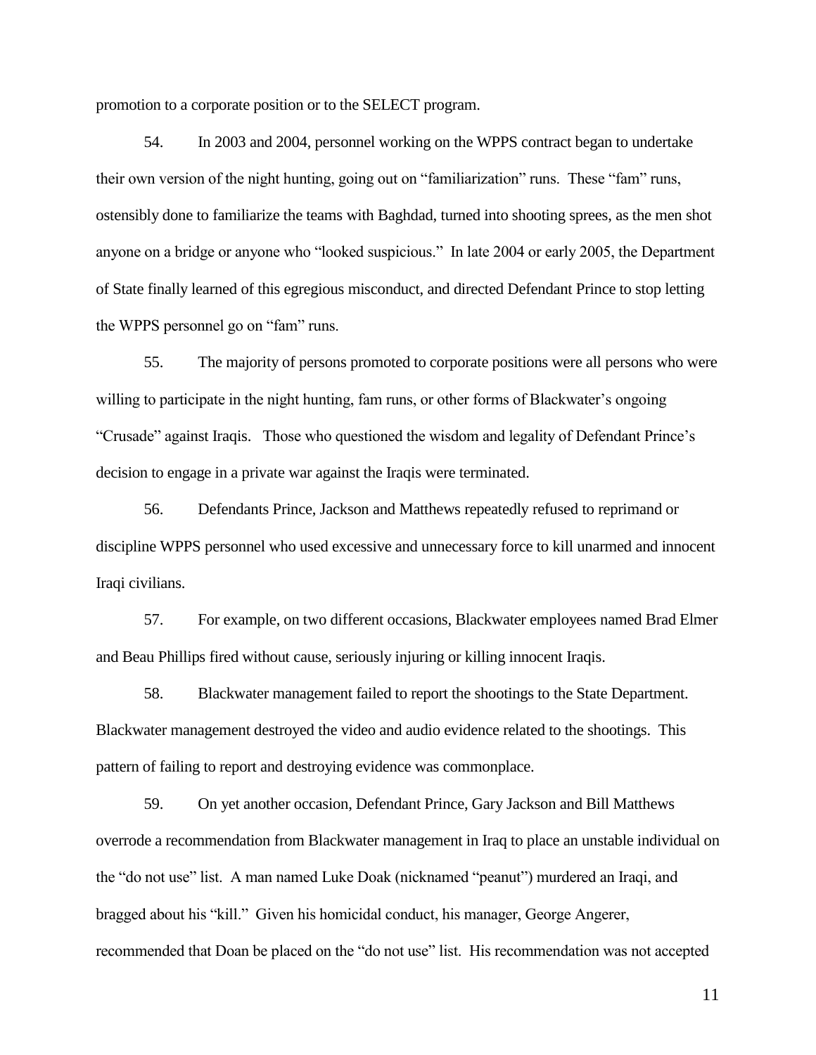promotion to a corporate position or to the SELECT program.

54. In 2003 and 2004, personnel working on the WPPS contract began to undertake their own version of the night hunting, going out on "familiarization" runs. These "fam" runs, ostensibly done to familiarize the teams with Baghdad, turned into shooting sprees, as the men shot anyone on a bridge or anyone who "looked suspicious." In late 2004 or early 2005, the Department of State finally learned of this egregious misconduct, and directed Defendant Prince to stop letting the WPPS personnel go on "fam" runs.

55. The majority of persons promoted to corporate positions were all persons who were willing to participate in the night hunting, fam runs, or other forms of Blackwater's ongoing "Crusade" against Iraqis. Those who questioned the wisdom and legality of Defendant Prince's decision to engage in a private war against the Iraqis were terminated.

56. Defendants Prince, Jackson and Matthews repeatedly refused to reprimand or discipline WPPS personnel who used excessive and unnecessary force to kill unarmed and innocent Iraqi civilians.

57. For example, on two different occasions, Blackwater employees named Brad Elmer and Beau Phillips fired without cause, seriously injuring or killing innocent Iraqis.

58. Blackwater management failed to report the shootings to the State Department. Blackwater management destroyed the video and audio evidence related to the shootings. This pattern of failing to report and destroying evidence was commonplace.

59. On yet another occasion, Defendant Prince, Gary Jackson and Bill Matthews overrode a recommendation from Blackwater management in Iraq to place an unstable individual on the "do not use" list. A man named Luke Doak (nicknamed "peanut") murdered an Iraqi, and bragged about his "kill." Given his homicidal conduct, his manager, George Angerer, recommended that Doan be placed on the "do not use" list. His recommendation was not accepted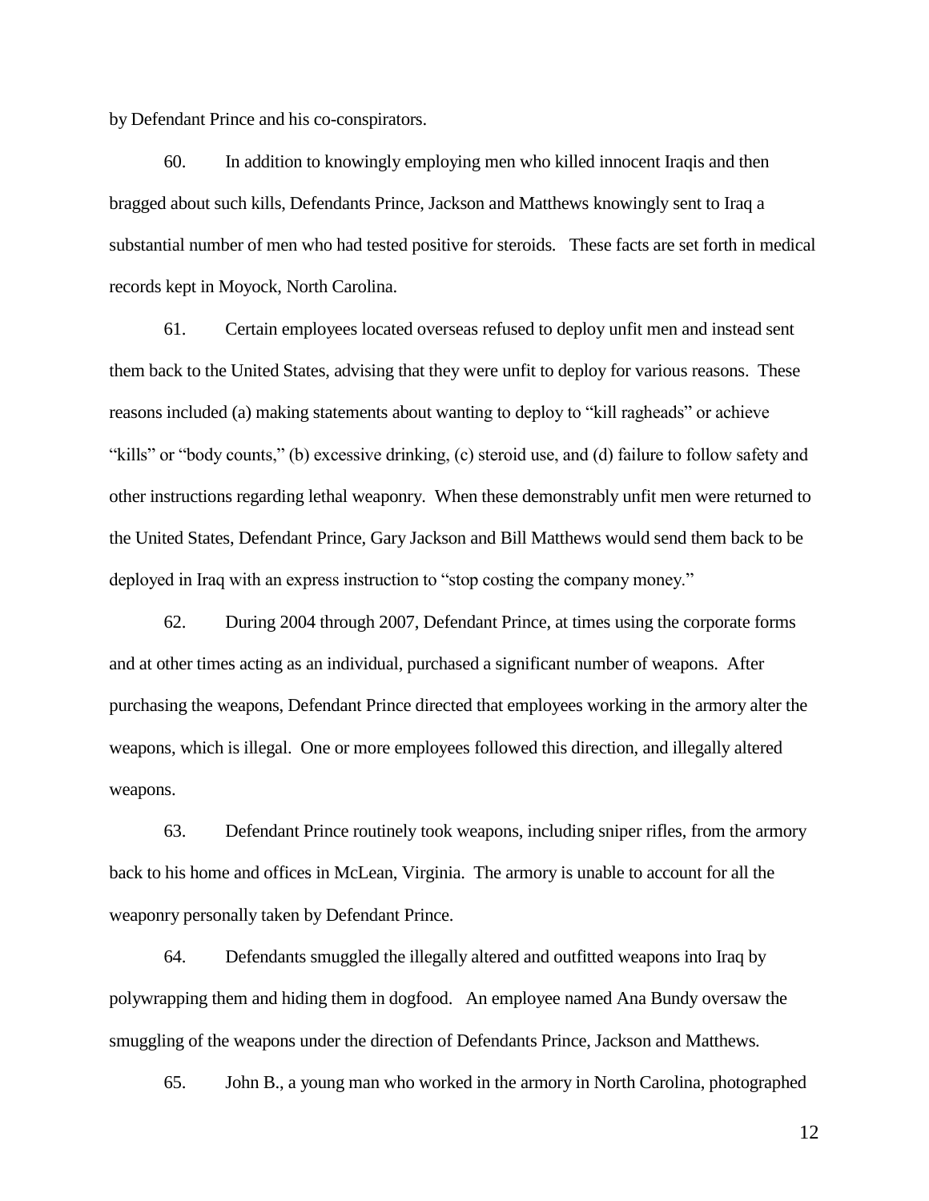by Defendant Prince and his co-conspirators.

60. In addition to knowingly employing men who killed innocent Iraqis and then bragged about such kills, Defendants Prince, Jackson and Matthews knowingly sent to Iraq a substantial number of men who had tested positive for steroids. These facts are set forth in medical records kept in Moyock, North Carolina.

61. Certain employees located overseas refused to deploy unfit men and instead sent them back to the United States, advising that they were unfit to deploy for various reasons. These reasons included (a) making statements about wanting to deploy to "kill ragheads" or achieve "kills" or "body counts," (b) excessive drinking, (c) steroid use, and (d) failure to follow safety and other instructions regarding lethal weaponry. When these demonstrably unfit men were returned to the United States, Defendant Prince, Gary Jackson and Bill Matthews would send them back to be deployed in Iraq with an express instruction to "stop costing the company money."

62. During 2004 through 2007, Defendant Prince, at times using the corporate forms and at other times acting as an individual, purchased a significant number of weapons. After purchasing the weapons, Defendant Prince directed that employees working in the armory alter the weapons, which is illegal. One or more employees followed this direction, and illegally altered weapons.

63. Defendant Prince routinely took weapons, including sniper rifles, from the armory back to his home and offices in McLean, Virginia. The armory is unable to account for all the weaponry personally taken by Defendant Prince.

64. Defendants smuggled the illegally altered and outfitted weapons into Iraq by polywrapping them and hiding them in dogfood. An employee named Ana Bundy oversaw the smuggling of the weapons under the direction of Defendants Prince, Jackson and Matthews.

65. John B., a young man who worked in the armory in North Carolina, photographed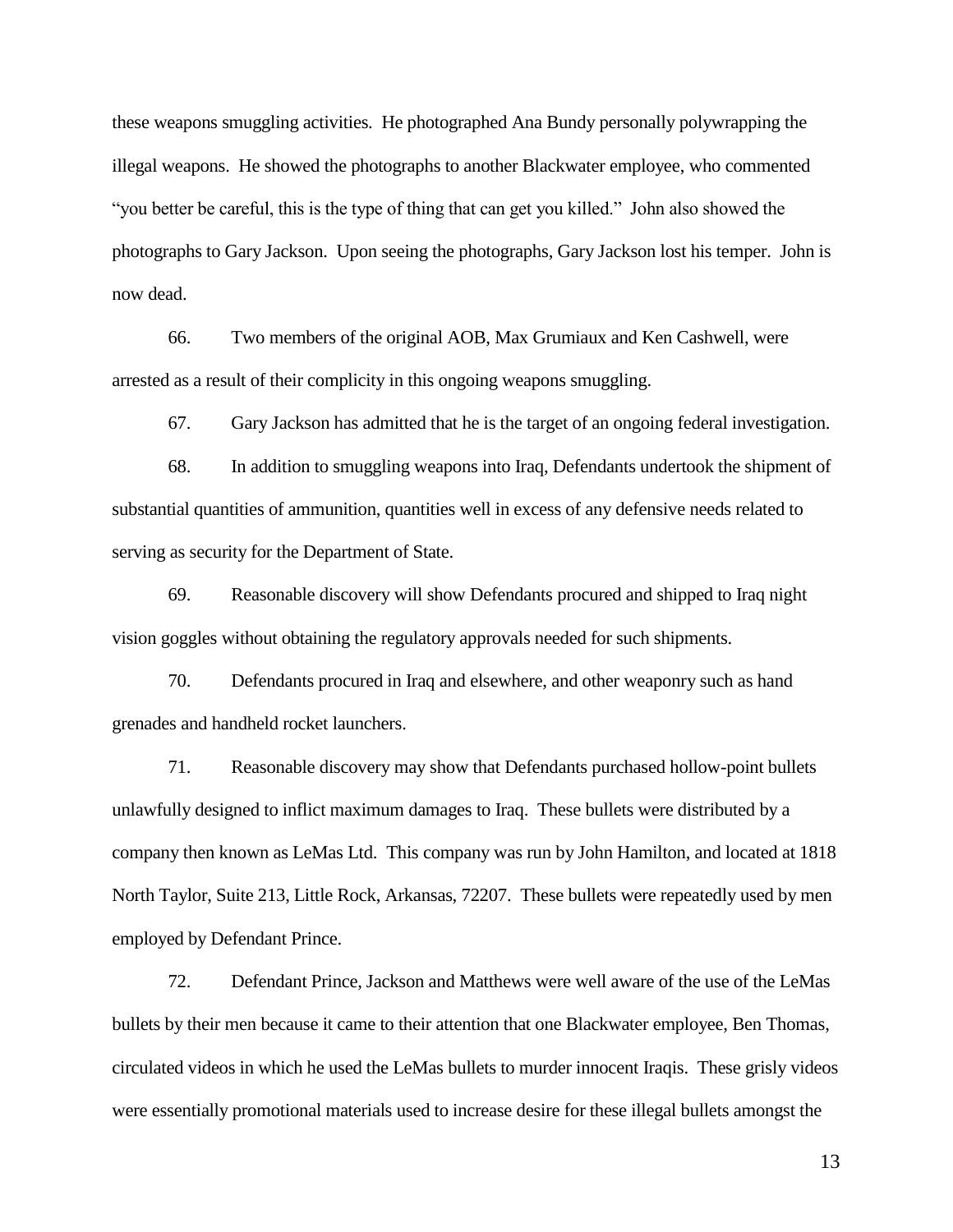these weapons smuggling activities. He photographed Ana Bundy personally polywrapping the illegal weapons. He showed the photographs to another Blackwater employee, who commented "you better be careful, this is the type of thing that can get you killed." John also showed the photographs to Gary Jackson. Upon seeing the photographs, Gary Jackson lost his temper. John is now dead.

66. Two members of the original AOB, Max Grumiaux and Ken Cashwell, were arrested as a result of their complicity in this ongoing weapons smuggling.

67. Gary Jackson has admitted that he is the target of an ongoing federal investigation.

68. In addition to smuggling weapons into Iraq, Defendants undertook the shipment of substantial quantities of ammunition, quantities well in excess of any defensive needs related to serving as security for the Department of State.

69. Reasonable discovery will show Defendants procured and shipped to Iraq night vision goggles without obtaining the regulatory approvals needed for such shipments.

70. Defendants procured in Iraq and elsewhere, and other weaponry such as hand grenades and handheld rocket launchers.

71. Reasonable discovery may show that Defendants purchased hollow-point bullets unlawfully designed to inflict maximum damages to Iraq. These bullets were distributed by a company then known as LeMas Ltd. This company was run by John Hamilton, and located at 1818 North Taylor, Suite 213, Little Rock, Arkansas, 72207. These bullets were repeatedly used by men employed by Defendant Prince.

72. Defendant Prince, Jackson and Matthews were well aware of the use of the LeMas bullets by their men because it came to their attention that one Blackwater employee, Ben Thomas, circulated videos in which he used the LeMas bullets to murder innocent Iraqis. These grisly videos were essentially promotional materials used to increase desire for these illegal bullets amongst the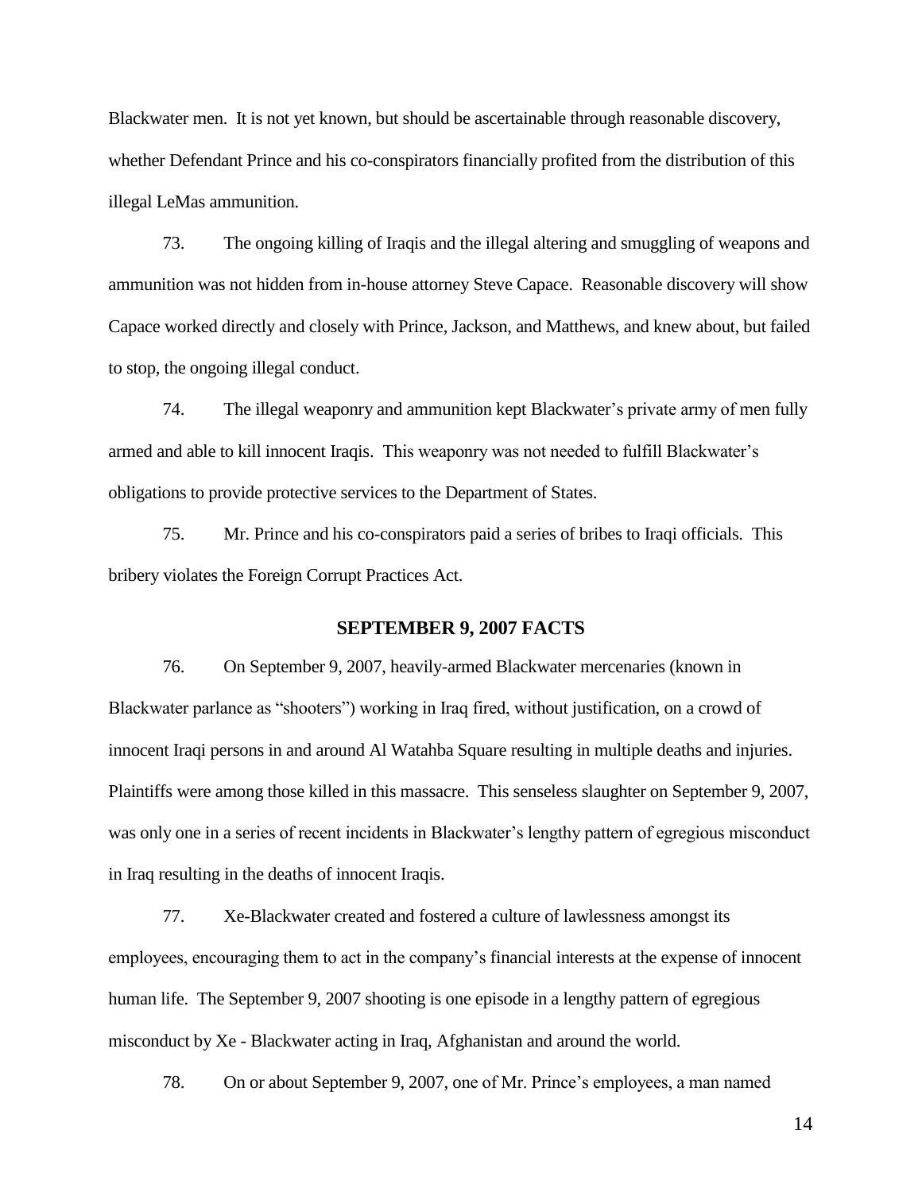Blackwater men. It is not yet known, but should be ascertainable through reasonable discovery, whether Defendant Prince and his co-conspirators financially profited from the distribution of this illegal LeMas ammunition.

73. The ongoing killing of Iraqis and the illegal altering and smuggling of weapons and ammunition was not hidden from in-house attorney Steve Capace. Reasonable discovery will show Capace worked directly and closely with Prince, Jackson, and Matthews, and knew about, but failed to stop, the ongoing illegal conduct.

74. The illegal weaponry and ammunition kept Blackwater's private army of men fully armed and able to kill innocent Iraqis. This weaponry was not needed to fulfill Blackwater's obligations to provide protective services to the Department of States.

75. Mr. Prince and his co-conspirators paid a series of bribes to Iraqi officials. This bribery violates the Foreign Corrupt Practices Act.

## SEPTEMBER 9, 2007 FACTS

76. On September 9, 2007, heavily-armed Blackwater mercenaries (known in Blackwater parlance as "shooters") working in Iraq fired, without justification, on a crowd of innocent Iraqi persons in and around Al Watahba Square resulting in multiple deaths and injuries. Plaintiffs were among those killed in this massacre. This senseless slaughter on September 9, 2007, was only one in a series of recent incidents in Blackwater's lengthy pattern of egregious misconduct in Iraq resulting in the deaths of innocent Iraqis.

77. Xe-Blackwater created and fostered a culture of lawlessness amongst its employees, encouraging them to act in the company's financial interests at the expense of innocent human life. The September 9, 2007 shooting is one episode in a lengthy pattern of egregious misconduct by Xe - Blackwater acting in Iraq, Afghanistan and around the world.

78. On or about September 9, 2007, one of Mr. Prince's employees, a man named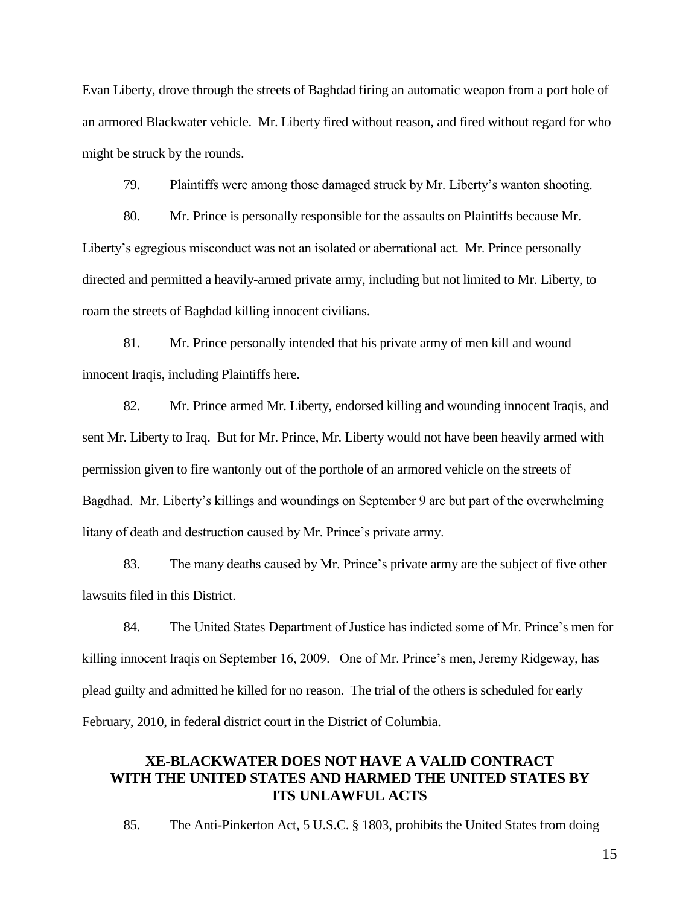Evan Liberty, drove through the streets of Baghdad firing an automatic weapon from a port hole of an armored Blackwater vehicle. Mr. Liberty fired without reason, and fired without regard for who might be struck by the rounds.

79. Plaintiffs were among those damaged struck by Mr. Liberty's wanton shooting.

80. Mr. Prince is personally responsible for the assaults on Plaintiffs because Mr. Liberty's egregious misconduct was not an isolated or aberrational act. Mr. Prince personally directed and permitted a heavily-armed private army, including but not limited to Mr. Liberty, to roam the streets of Baghdad killing innocent civilians.

81. Mr. Prince personally intended that his private army of men kill and wound innocent Iraqis, including Plaintiffs here.

82. Mr. Prince armed Mr. Liberty, endorsed killing and wounding innocent Iraqis, and sent Mr. Liberty to Iraq. But for Mr. Prince, Mr. Liberty would not have been heavily armed with permission given to fire wantonly out of the porthole of an armored vehicle on the streets of Bagdhad. Mr. Liberty's killings and woundings on September 9 are but part of the overwhelming litany of death and destruction caused by Mr. Prince's private army.

83. The many deaths caused by Mr. Prince's private army are the subject of five other lawsuits filed in this District.

84. The United States Department of Justice has indicted some of Mr. Prince's men for killing innocent Iraqis on September 16, 2009. One of Mr. Prince's men, Jeremy Ridgeway, has plead guilty and admitted he killed for no reason. The trial of the others is scheduled for early February, 2010, in federal district court in the District of Columbia.

## XE-BLACKWATER DOES NOT HAVE A VALID CONTRACT WITH THE UNITED STATES AND HARMED THE UNITED STATES BY ITS UNLAWFUL ACTS

85. The Anti-Pinkerton Act, 5 U.S.C. § 1803, prohibits the United States from doing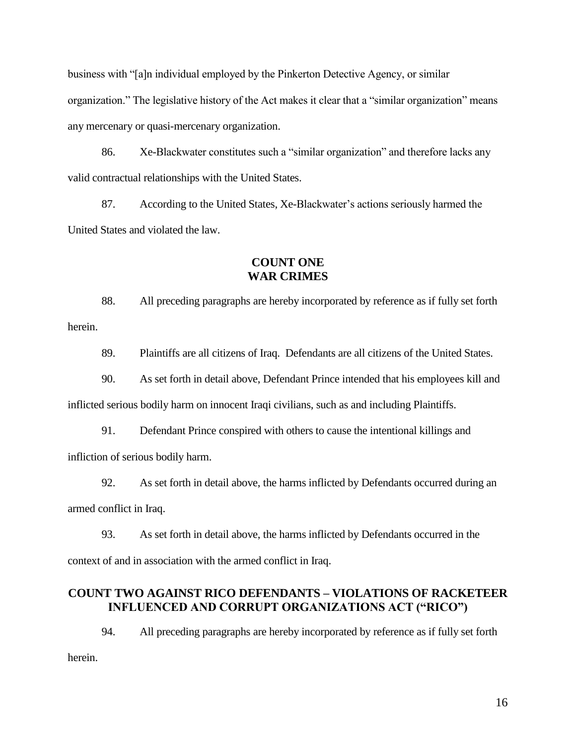business with "[a]n individual employed by the Pinkerton Detective Agency, or similar organization." The legislative history of the Act makes it clear that a "similar organization" means any mercenary or quasi-mercenary organization.

86. Xe-Blackwater constitutes such a "similar organization" and therefore lacks any valid contractual relationships with the United States.

87. According to the United States, Xe-Blackwater's actions seriously harmed the United States and violated the law.

## COUNT ONE
## WAR CRIMES

88. All preceding paragraphs are hereby incorporated by reference as if fully set forth herein.

89. Plaintiffs are all citizens of Iraq. Defendants are all citizens of the United States.

90. As set forth in detail above, Defendant Prince intended that his employees kill and inflicted serious bodily harm on innocent Iraqi civilians, such as and including Plaintiffs.

91. Defendant Prince conspired with others to cause the intentional killings and infliction of serious bodily harm.

92. As set forth in detail above, the harms inflicted by Defendants occurred during an armed conflict in Iraq.

93. As set forth in detail above, the harms inflicted by Defendants occurred in the context of and in association with the armed conflict in Iraq.

## COUNT TWO AGAINST RICO DEFENDANTS – VIOLATIONS OF RACKETEER INFLUENCED AND CORRUPT ORGANIZATIONS ACT ("RICO")

94. All preceding paragraphs are hereby incorporated by reference as if fully set forth herein.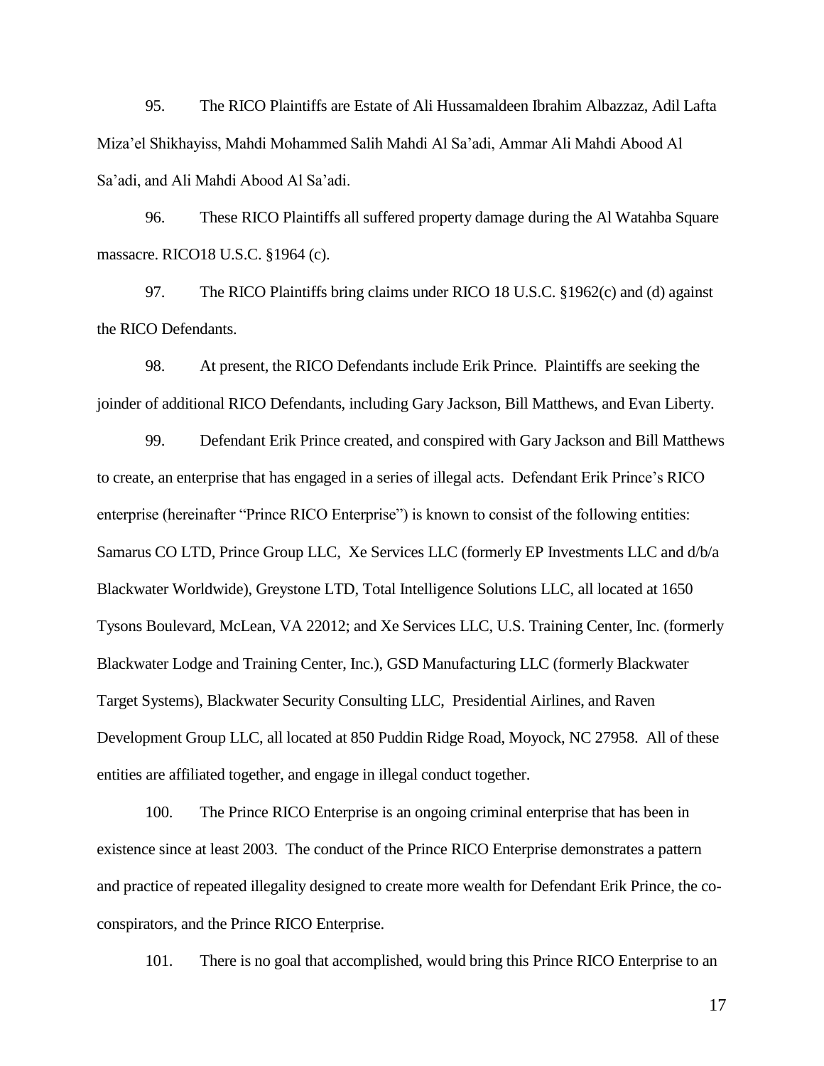95. The RICO Plaintiffs are Estate of Ali Hussamaldeen Ibrahim Albazzaz, Adil Lafta Miza'el Shikhayiss, Mahdi Mohammed Salih Mahdi Al Sa'adi, Ammar Ali Mahdi Abood Al Sa'adi, and Ali Mahdi Abood Al Sa'adi.

96. These RICO Plaintiffs all suffered property damage during the Al Watahba Square massacre. RICO18 U.S.C. §1964 (c).

97. The RICO Plaintiffs bring claims under RICO 18 U.S.C. §1962(c) and (d) against the RICO Defendants.

98. At present, the RICO Defendants include Erik Prince. Plaintiffs are seeking the joinder of additional RICO Defendants, including Gary Jackson, Bill Matthews, and Evan Liberty.

99. Defendant Erik Prince created, and conspired with Gary Jackson and Bill Matthews to create, an enterprise that has engaged in a series of illegal acts. Defendant Erik Prince's RICO enterprise (hereinafter "Prince RICO Enterprise") is known to consist of the following entities: Samarus CO LTD, Prince Group LLC, Xe Services LLC (formerly EP Investments LLC and d/b/a Blackwater Worldwide), Greystone LTD, Total Intelligence Solutions LLC, all located at 1650 Tysons Boulevard, McLean, VA 22012; and Xe Services LLC, U.S. Training Center, Inc. (formerly Blackwater Lodge and Training Center, Inc.), GSD Manufacturing LLC (formerly Blackwater Target Systems), Blackwater Security Consulting LLC, Presidential Airlines, and Raven Development Group LLC, all located at 850 Puddin Ridge Road, Moyock, NC 27958. All of these entities are affiliated together, and engage in illegal conduct together.

100. The Prince RICO Enterprise is an ongoing criminal enterprise that has been in existence since at least 2003. The conduct of the Prince RICO Enterprise demonstrates a pattern and practice of repeated illegality designed to create more wealth for Defendant Erik Prince, the co-conspirators, and the Prince RICO Enterprise.

101. There is no goal that accomplished, would bring this Prince RICO Enterprise to an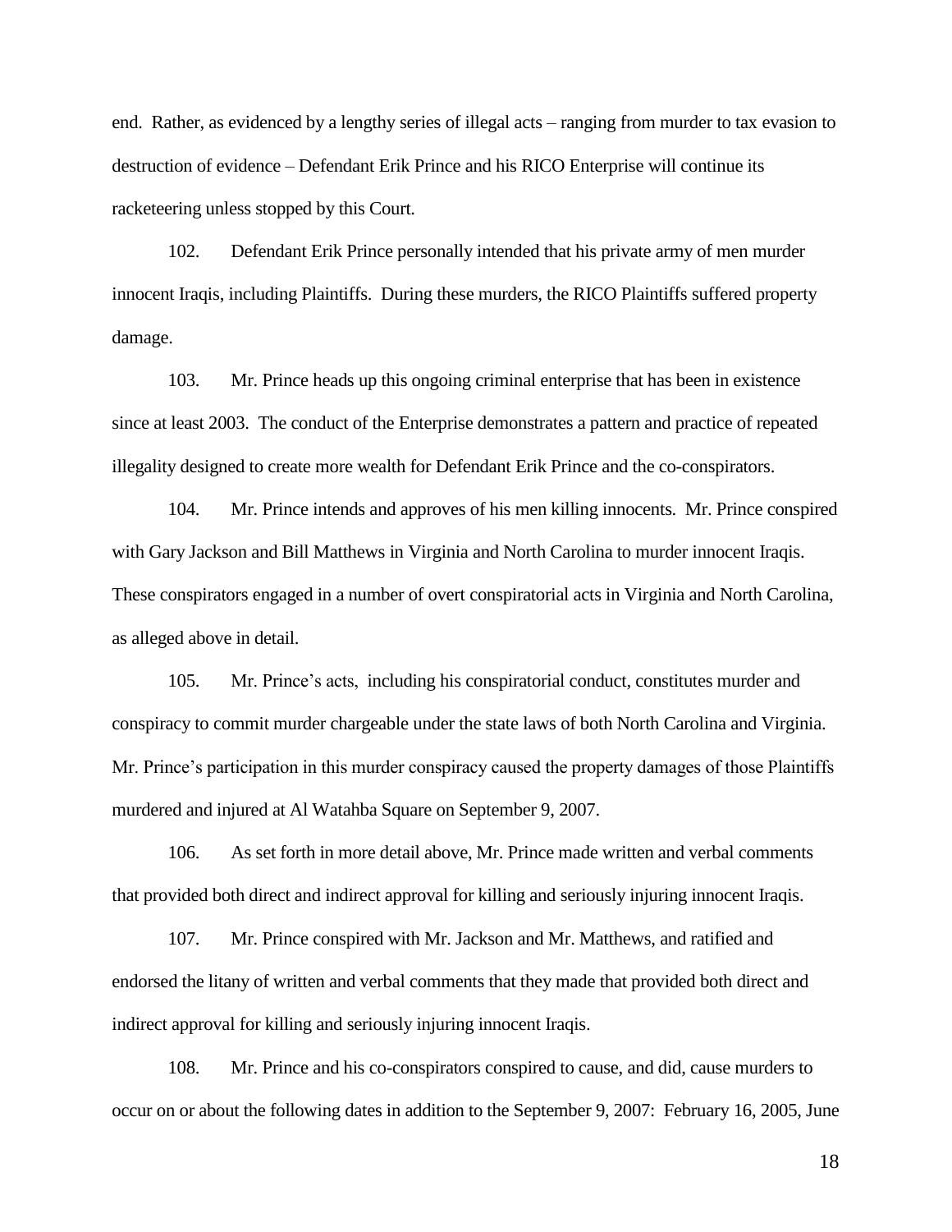end. Rather, as evidenced by a lengthy series of illegal acts – ranging from murder to tax evasion to destruction of evidence – Defendant Erik Prince and his RICO Enterprise will continue its racketeering unless stopped by this Court.

102. Defendant Erik Prince personally intended that his private army of men murder innocent Iraqis, including Plaintiffs. During these murders, the RICO Plaintiffs suffered property damage.

103. Mr. Prince heads up this ongoing criminal enterprise that has been in existence since at least 2003. The conduct of the Enterprise demonstrates a pattern and practice of repeated illegality designed to create more wealth for Defendant Erik Prince and the co-conspirators.

104. Mr. Prince intends and approves of his men killing innocents. Mr. Prince conspired with Gary Jackson and Bill Matthews in Virginia and North Carolina to murder innocent Iraqis. These conspirators engaged in a number of overt conspiratorial acts in Virginia and North Carolina, as alleged above in detail.

105. Mr. Prince's acts, including his conspiratorial conduct, constitutes murder and conspiracy to commit murder chargeable under the state laws of both North Carolina and Virginia. Mr. Prince's participation in this murder conspiracy caused the property damages of those Plaintiffs murdered and injured at Al Watahba Square on September 9, 2007.

106. As set forth in more detail above, Mr. Prince made written and verbal comments that provided both direct and indirect approval for killing and seriously injuring innocent Iraqis.

107. Mr. Prince conspired with Mr. Jackson and Mr. Matthews, and ratified and endorsed the litany of written and verbal comments that they made that provided both direct and indirect approval for killing and seriously injuring innocent Iraqis.

108. Mr. Prince and his co-conspirators conspired to cause, and did, cause murders to occur on or about the following dates in addition to the September 9, 2007: February 16, 2005, June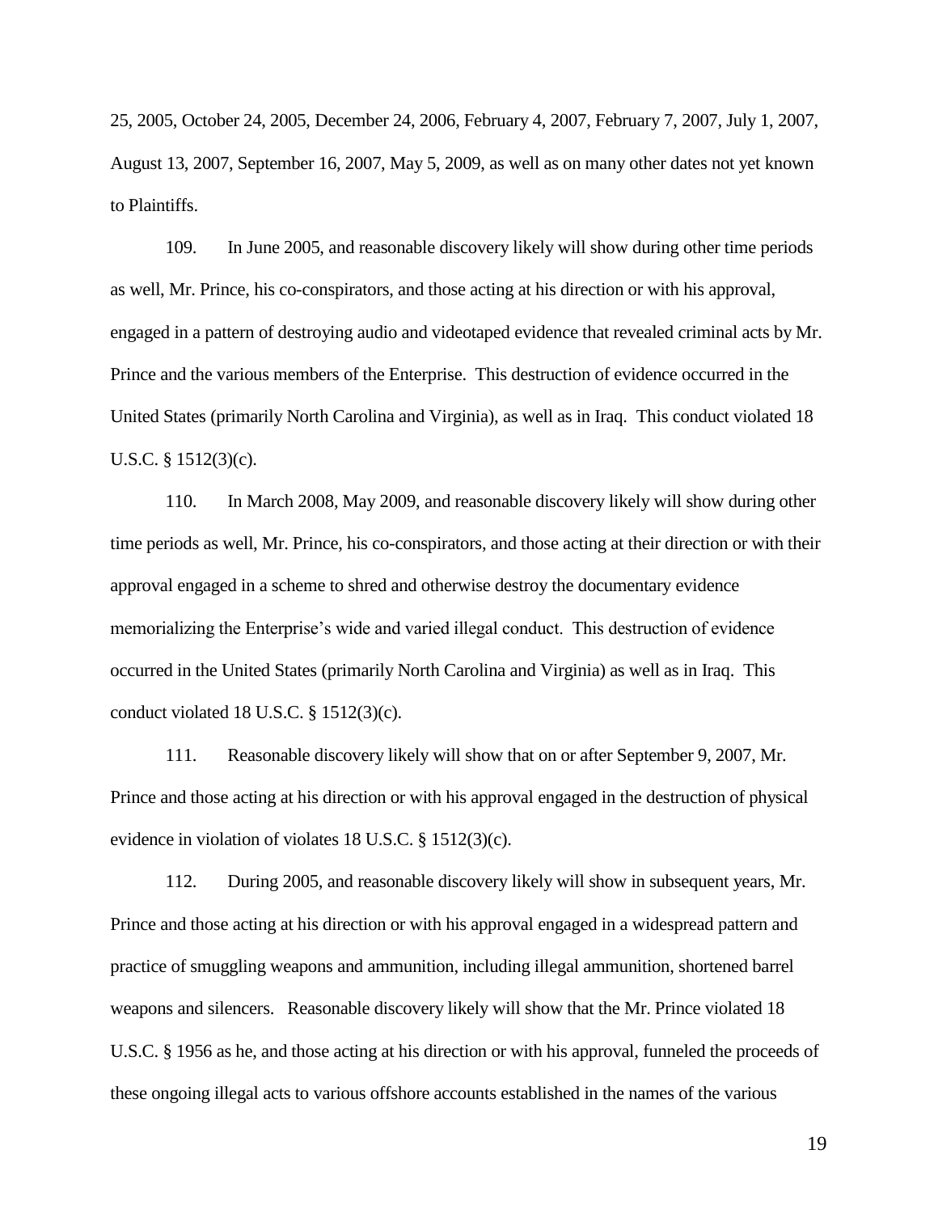25, 2005, October 24, 2005, December 24, 2006, February 4, 2007, February 7, 2007, July 1, 2007, August 13, 2007, September 16, 2007, May 5, 2009, as well as on many other dates not yet known to Plaintiffs.

109. In June 2005, and reasonable discovery likely will show during other time periods as well, Mr. Prince, his co-conspirators, and those acting at his direction or with his approval, engaged in a pattern of destroying audio and videotaped evidence that revealed criminal acts by Mr. Prince and the various members of the Enterprise. This destruction of evidence occurred in the United States (primarily North Carolina and Virginia), as well as in Iraq. This conduct violated 18 U.S.C. § 1512(3)(c).

110. In March 2008, May 2009, and reasonable discovery likely will show during other time periods as well, Mr. Prince, his co-conspirators, and those acting at their direction or with their approval engaged in a scheme to shred and otherwise destroy the documentary evidence memorializing the Enterprise's wide and varied illegal conduct. This destruction of evidence occurred in the United States (primarily North Carolina and Virginia) as well as in Iraq. This conduct violated 18 U.S.C. § 1512(3)(c).

111. Reasonable discovery likely will show that on or after September 9, 2007, Mr. Prince and those acting at his direction or with his approval engaged in the destruction of physical evidence in violation of violates 18 U.S.C. § 1512(3)(c).

112. During 2005, and reasonable discovery likely will show in subsequent years, Mr. Prince and those acting at his direction or with his approval engaged in a widespread pattern and practice of smuggling weapons and ammunition, including illegal ammunition, shortened barrel weapons and silencers. Reasonable discovery likely will show that the Mr. Prince violated 18 U.S.C. § 1956 as he, and those acting at his direction or with his approval, funneled the proceeds of these ongoing illegal acts to various offshore accounts established in the names of the various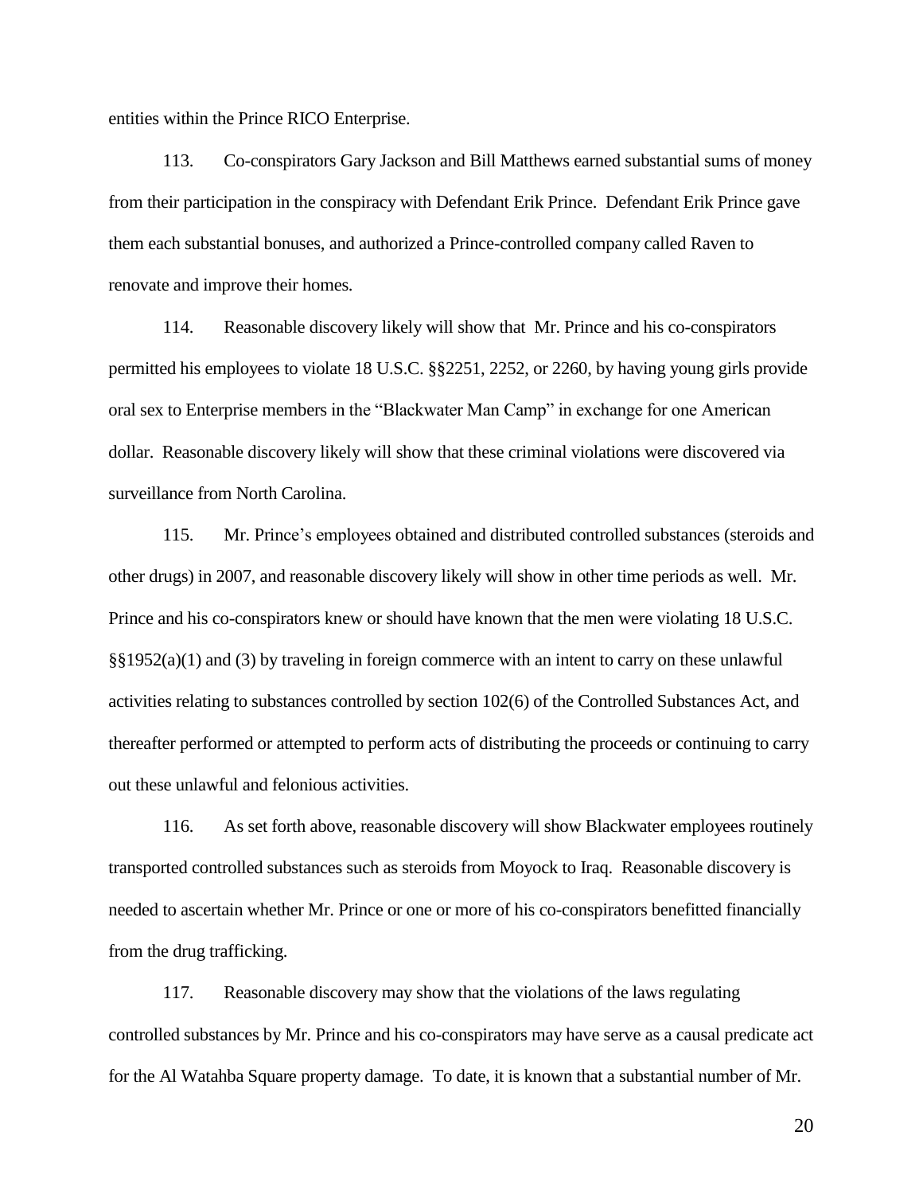entities within the Prince RICO Enterprise.

113. Co-conspirators Gary Jackson and Bill Matthews earned substantial sums of money from their participation in the conspiracy with Defendant Erik Prince. Defendant Erik Prince gave them each substantial bonuses, and authorized a Prince-controlled company called Raven to renovate and improve their homes.

114. Reasonable discovery likely will show that Mr. Prince and his co-conspirators permitted his employees to violate 18 U.S.C. §§2251, 2252, or 2260, by having young girls provide oral sex to Enterprise members in the "Blackwater Man Camp" in exchange for one American dollar. Reasonable discovery likely will show that these criminal violations were discovered via surveillance from North Carolina.

115. Mr. Prince's employees obtained and distributed controlled substances (steroids and other drugs) in 2007, and reasonable discovery likely will show in other time periods as well. Mr. Prince and his co-conspirators knew or should have known that the men were violating 18 U.S.C. §§1952(a)(1) and (3) by traveling in foreign commerce with an intent to carry on these unlawful activities relating to substances controlled by section 102(6) of the Controlled Substances Act, and thereafter performed or attempted to perform acts of distributing the proceeds or continuing to carry out these unlawful and felonious activities.

116. As set forth above, reasonable discovery will show Blackwater employees routinely transported controlled substances such as steroids from Moyock to Iraq. Reasonable discovery is needed to ascertain whether Mr. Prince or one or more of his co-conspirators benefitted financially from the drug trafficking.

117. Reasonable discovery may show that the violations of the laws regulating controlled substances by Mr. Prince and his co-conspirators may have serve as a causal predicate act for the Al Watahba Square property damage. To date, it is known that a substantial number of Mr.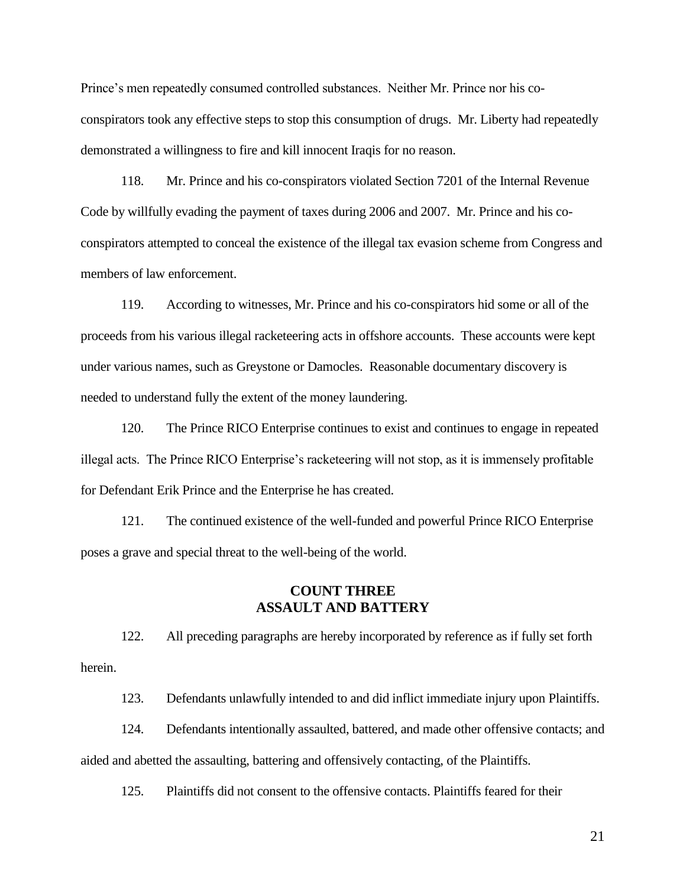Prince's men repeatedly consumed controlled substances. Neither Mr. Prince nor his co-conspirators took any effective steps to stop this consumption of drugs. Mr. Liberty had repeatedly demonstrated a willingness to fire and kill innocent Iraqis for no reason.

118. Mr. Prince and his co-conspirators violated Section 7201 of the Internal Revenue Code by willfully evading the payment of taxes during 2006 and 2007. Mr. Prince and his co-conspirators attempted to conceal the existence of the illegal tax evasion scheme from Congress and members of law enforcement.

119. According to witnesses, Mr. Prince and his co-conspirators hid some or all of the proceeds from his various illegal racketeering acts in offshore accounts. These accounts were kept under various names, such as Greystone or Damocles. Reasonable documentary discovery is needed to understand fully the extent of the money laundering.

120. The Prince RICO Enterprise continues to exist and continues to engage in repeated illegal acts. The Prince RICO Enterprise's racketeering will not stop, as it is immensely profitable for Defendant Erik Prince and the Enterprise he has created.

121. The continued existence of the well-funded and powerful Prince RICO Enterprise poses a grave and special threat to the well-being of the world.

## COUNT THREE
## ASSAULT AND BATTERY

122. All preceding paragraphs are hereby incorporated by reference as if fully set forth herein.

123. Defendants unlawfully intended to and did inflict immediate injury upon Plaintiffs.

124. Defendants intentionally assaulted, battered, and made other offensive contacts; and aided and abetted the assaulting, battering and offensively contacting, of the Plaintiffs.

125. Plaintiffs did not consent to the offensive contacts. Plaintiffs feared for their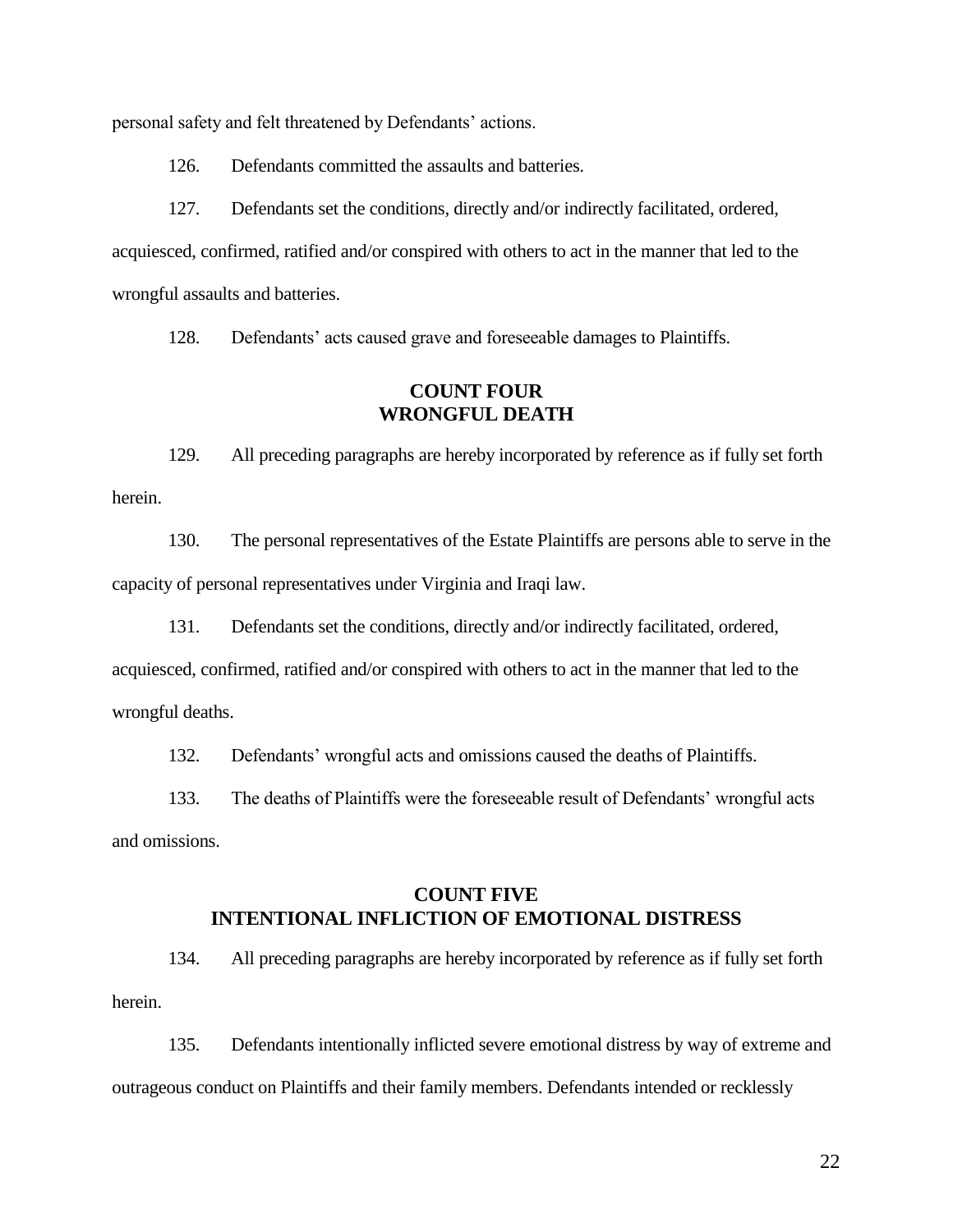personal safety and felt threatened by Defendants' actions.

126. Defendants committed the assaults and batteries.

127. Defendants set the conditions, directly and/or indirectly facilitated, ordered, acquiesced, confirmed, ratified and/or conspired with others to act in the manner that led to the wrongful assaults and batteries.

128. Defendants' acts caused grave and foreseeable damages to Plaintiffs.

## COUNT FOUR
## WRONGFUL DEATH

129. All preceding paragraphs are hereby incorporated by reference as if fully set forth herein.

130. The personal representatives of the Estate Plaintiffs are persons able to serve in the capacity of personal representatives under Virginia and Iraqi law.

131. Defendants set the conditions, directly and/or indirectly facilitated, ordered, acquiesced, confirmed, ratified and/or conspired with others to act in the manner that led to the wrongful deaths.

132. Defendants' wrongful acts and omissions caused the deaths of Plaintiffs.

133. The deaths of Plaintiffs were the foreseeable result of Defendants' wrongful acts and omissions.

## COUNT FIVE
## INTENTIONAL INFLICTION OF EMOTIONAL DISTRESS

134. All preceding paragraphs are hereby incorporated by reference as if fully set forth herein.

135. Defendants intentionally inflicted severe emotional distress by way of extreme and outrageous conduct on Plaintiffs and their family members. Defendants intended or recklessly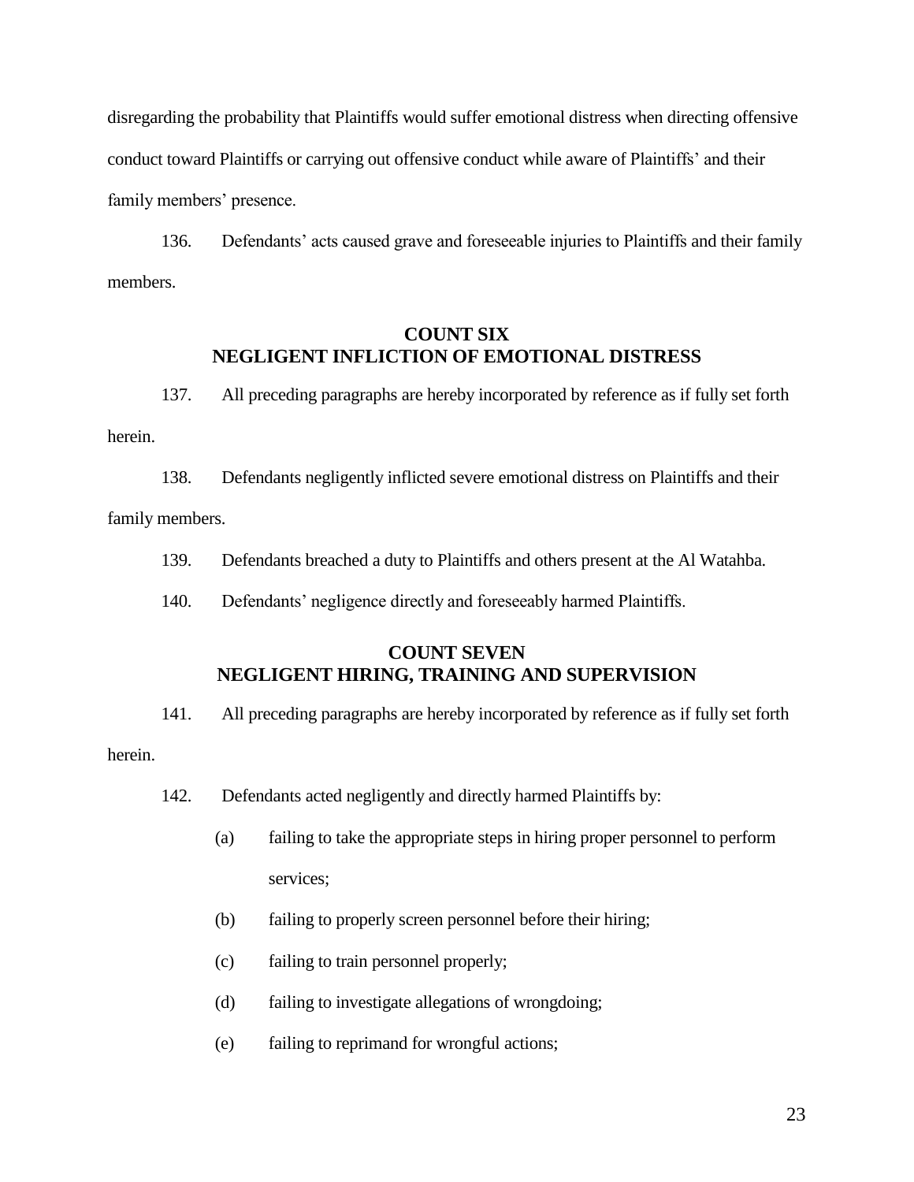disregarding the probability that Plaintiffs would suffer emotional distress when directing offensive conduct toward Plaintiffs or carrying out offensive conduct while aware of Plaintiffs' and their family members' presence.

136. Defendants' acts caused grave and foreseeable injuries to Plaintiffs and their family members.

## COUNT SIX
## NEGLIGENT INFLICTION OF EMOTIONAL DISTRESS

137. All preceding paragraphs are hereby incorporated by reference as if fully set forth herein.

138. Defendants negligently inflicted severe emotional distress on Plaintiffs and their family members.

139. Defendants breached a duty to Plaintiffs and others present at the Al Watahba.

140. Defendants' negligence directly and foreseeably harmed Plaintiffs.

## COUNT SEVEN
## NEGLIGENT HIRING, TRAINING AND SUPERVISION

141. All preceding paragraphs are hereby incorporated by reference as if fully set forth herein.

142. Defendants acted negligently and directly harmed Plaintiffs by:

(a) failing to take the appropriate steps in hiring proper personnel to perform services;

(b) failing to properly screen personnel before their hiring;

(c) failing to train personnel properly;

(d) failing to investigate allegations of wrongdoing;

(e) failing to reprimand for wrongful actions;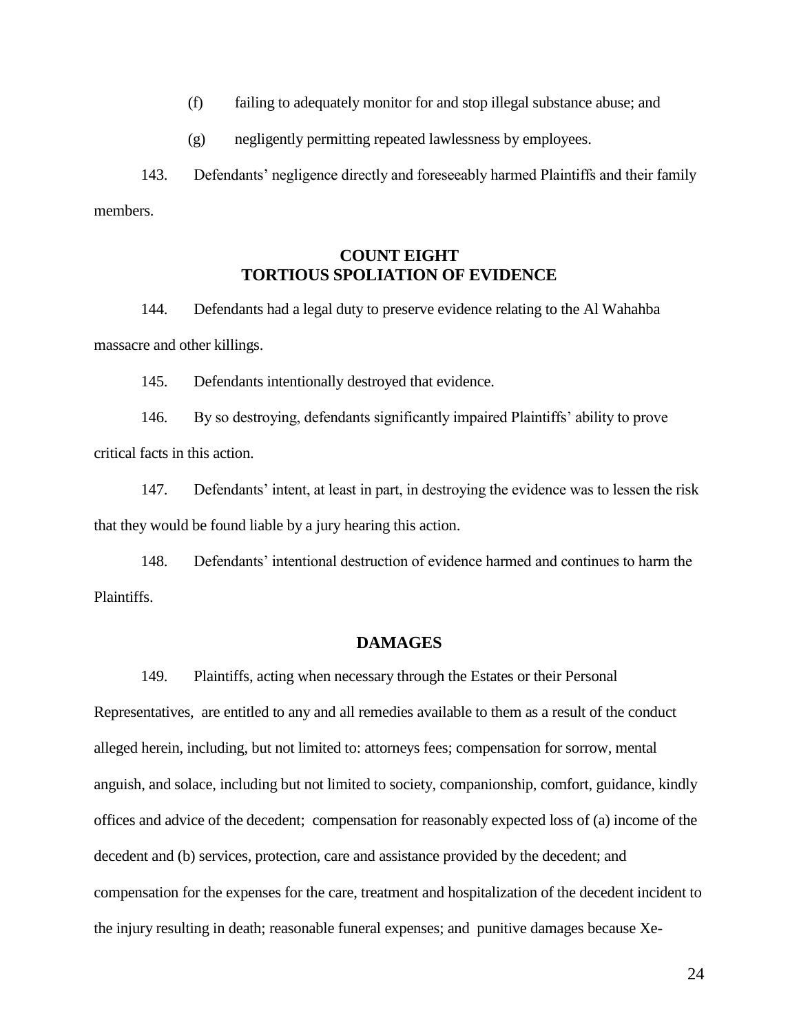(f) failing to adequately monitor for and stop illegal substance abuse; and

(g) negligently permitting repeated lawlessness by employees.

143. Defendants' negligence directly and foreseeably harmed Plaintiffs and their family members.

## COUNT EIGHT
## TORTIOUS SPOLIATION OF EVIDENCE

144. Defendants had a legal duty to preserve evidence relating to the Al Wahahba massacre and other killings.

145. Defendants intentionally destroyed that evidence.

146. By so destroying, defendants significantly impaired Plaintiffs' ability to prove critical facts in this action.

147. Defendants' intent, at least in part, in destroying the evidence was to lessen the risk that they would be found liable by a jury hearing this action.

148. Defendants' intentional destruction of evidence harmed and continues to harm the Plaintiffs.

## DAMAGES

149. Plaintiffs, acting when necessary through the Estates or their Personal Representatives, are entitled to any and all remedies available to them as a result of the conduct alleged herein, including, but not limited to: attorneys fees; compensation for sorrow, mental anguish, and solace, including but not limited to society, companionship, comfort, guidance, kindly offices and advice of the decedent; compensation for reasonably expected loss of (a) income of the decedent and (b) services, protection, care and assistance provided by the decedent; and compensation for the expenses for the care, treatment and hospitalization of the decedent incident to the injury resulting in death; reasonable funeral expenses; and punitive damages because Xe-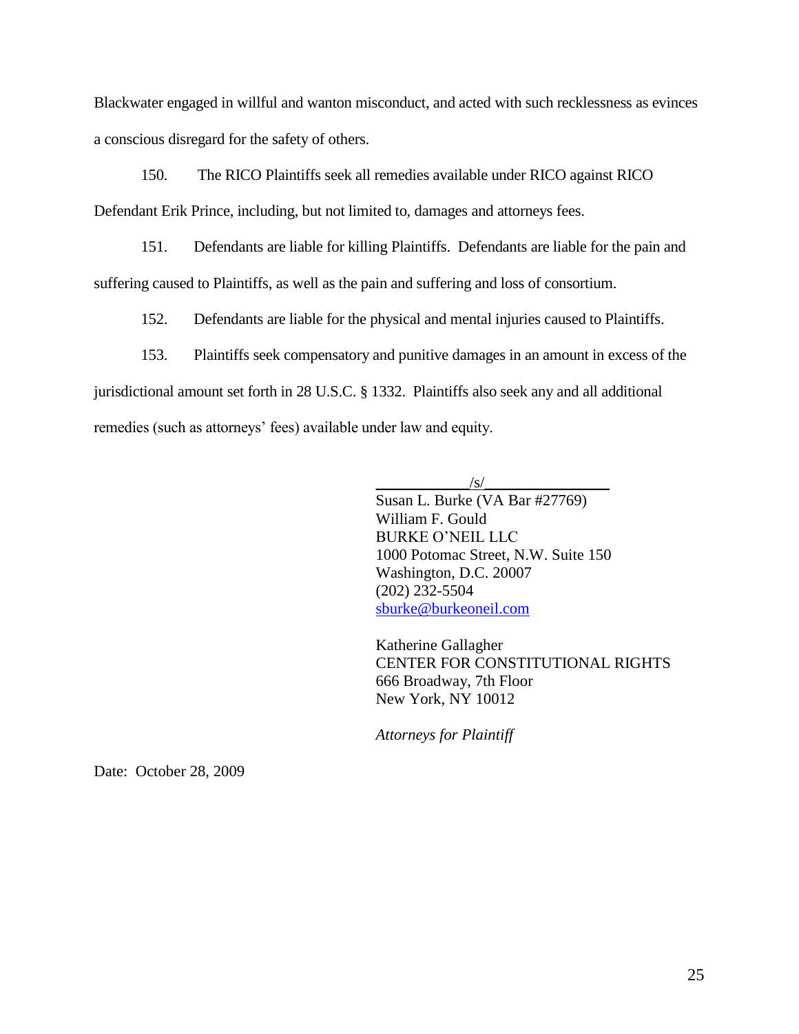Blackwater engaged in willful and wanton misconduct, and acted with such recklessness as evinces a conscious disregard for the safety of others.

150. The RICO Plaintiffs seek all remedies available under RICO against RICO Defendant Erik Prince, including, but not limited to, damages and attorneys fees.

151. Defendants are liable for killing Plaintiffs. Defendants are liable for the pain and suffering caused to Plaintiffs, as well as the pain and suffering and loss of consortium.

152. Defendants are liable for the physical and mental injuries caused to Plaintiffs.

153. Plaintiffs seek compensatory and punitive damages in an amount in excess of the jurisdictional amount set forth in 28 U.S.C. § 1332. Plaintiffs also seek any and all additional remedies (such as attorneys' fees) available under law and equity.

/s/

Susan L. Burke (VA Bar #27769)
William F. Gould
BURKE O'NEIL LLC
1000 Potomac Street, N.W. Suite 150
Washington, D.C. 20007
(202) 232-5504
sburke@burkeoneil.com

Katherine Gallagher
CENTER FOR CONSTITUTIONAL RIGHTS
666 Broadway, 7th Floor
New York, NY 10012

*Attorneys for Plaintiff*

Date: October 28, 2009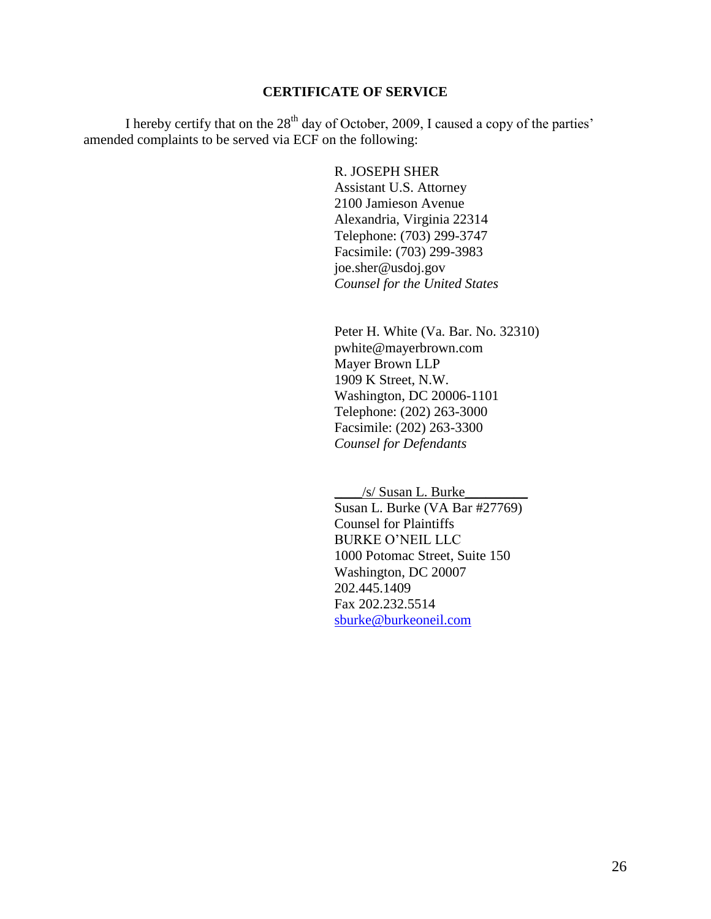## CERTIFICATE OF SERVICE

I hereby certify that on the 28th day of October, 2009, I caused a copy of the parties' amended complaints to be served via ECF on the following:

R. JOSEPH SHER  
Assistant U.S. Attorney  
2100 Jamieson Avenue  
Alexandria, Virginia 22314  
Telephone: (703) 299-3747  
Facsimile: (703) 299-3983  
joe.sher@usdoj.gov  
*Counsel for the United States*

Peter H. White (Va. Bar. No. 32310)  
pwhite@mayerbrown.com  
Mayer Brown LLP  
1909 K Street, N.W.  
Washington, DC 20006-1101  
Telephone: (202) 263-3000  
Facsimile: (202) 263-3300  
*Counsel for Defendants*

____/s/ Susan L. Burke_________  
Susan L. Burke (VA Bar #27769)  
Counsel for Plaintiffs  
BURKE O'NEIL LLC  
1000 Potomac Street, Suite 150  
Washington, DC 20007  
202.445.1409  
Fax 202.232.5514  
sburke@burkeoneil.com